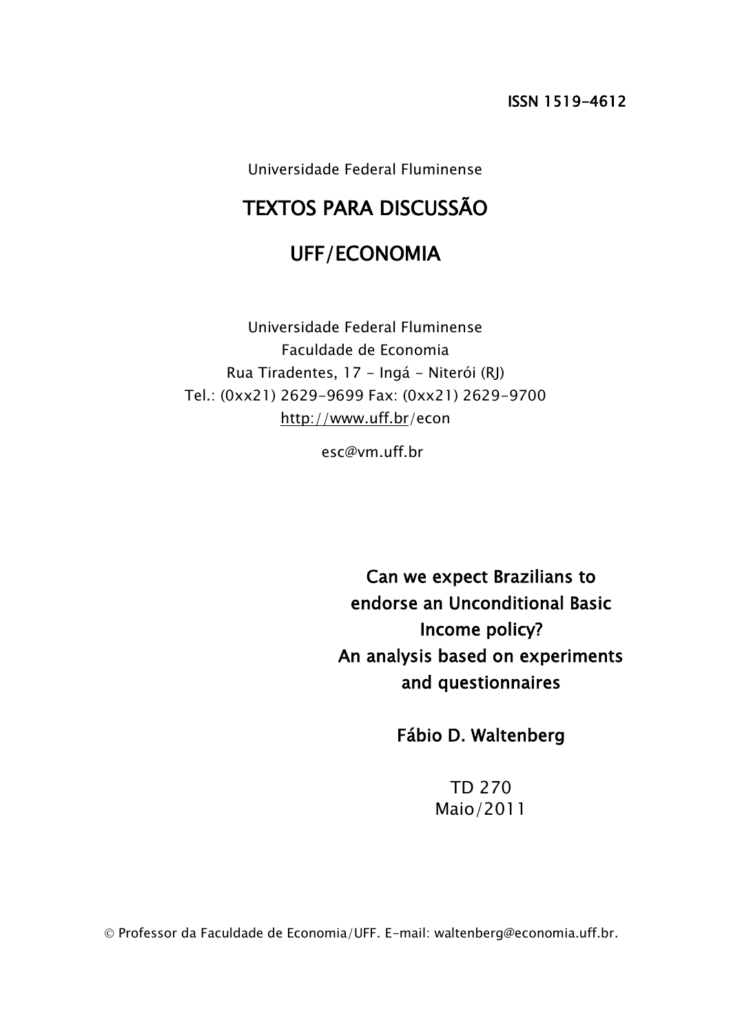ISSN 1519-4612

Universidade Federal Fluminense

# TEXTOS PARA DISCUSSÃO

# UFF/ECONOMIA

Universidade Federal Fluminense
Faculdade de Economia
Rua Tiradentes, 17 - Ingá - Niterói (RJ)
Tel.: (0xx21) 2629-9699 Fax: (0xx21) 2629-9700
http://www.uff.br/econ

esc@vm.uff.br

## Can we expect Brazilians to endorse an Unconditional Basic Income policy? An analysis based on experiments and questionnaires

**Fábio D. Waltenberg**

TD 270
Maio/2011

© Professor da Faculdade de Economia/UFF. E-mail: waltenberg@economia.uff.br.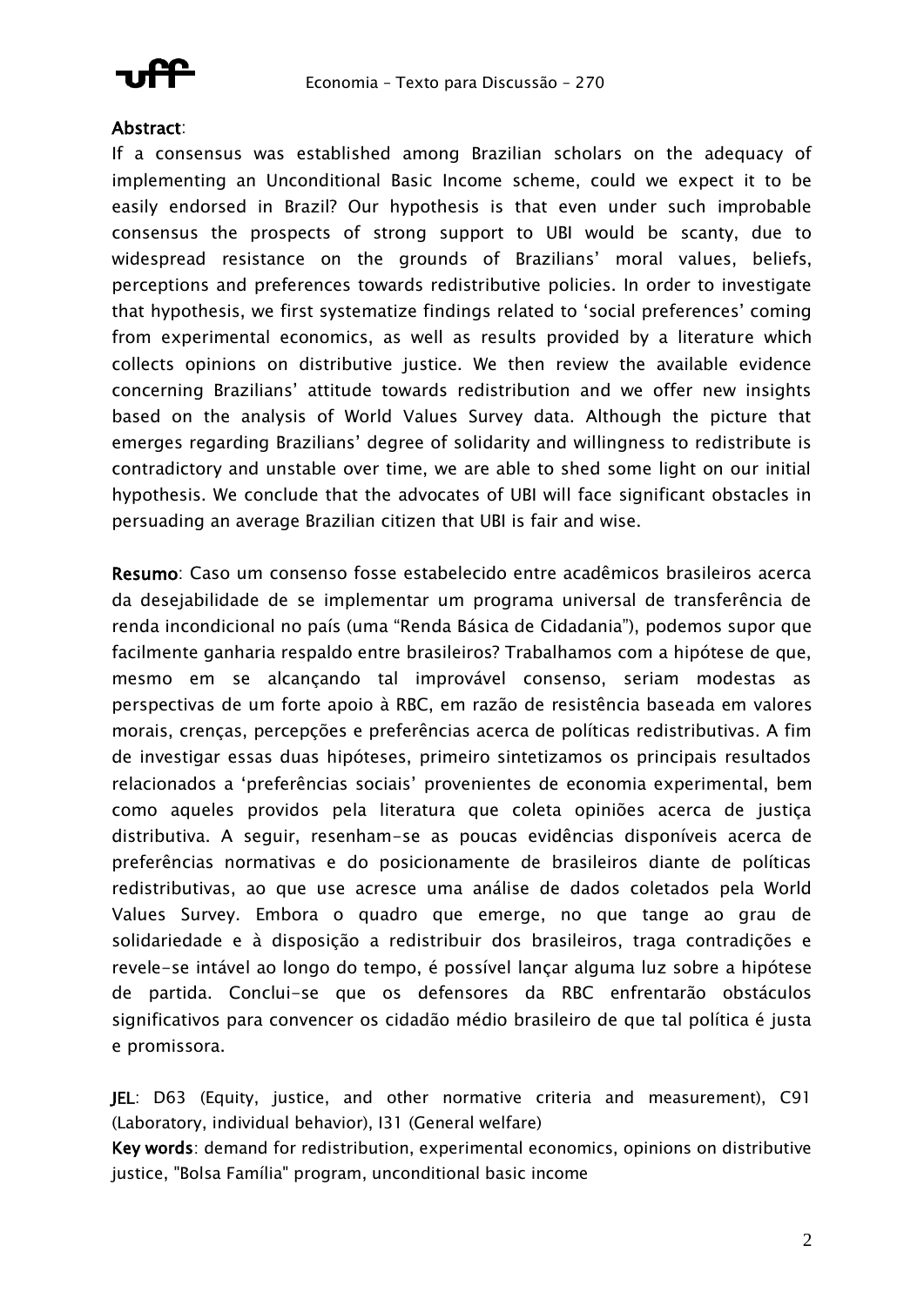**Abstract**:

If a consensus was established among Brazilian scholars on the adequacy of implementing an Unconditional Basic Income scheme, could we expect it to be easily endorsed in Brazil? Our hypothesis is that even under such improbable consensus the prospects of strong support to UBI would be scanty, due to widespread resistance on the grounds of Brazilians' moral values, beliefs, perceptions and preferences towards redistributive policies. In order to investigate that hypothesis, we first systematize findings related to 'social preferences' coming from experimental economics, as well as results provided by a literature which collects opinions on distributive justice. We then review the available evidence concerning Brazilians' attitude towards redistribution and we offer new insights based on the analysis of World Values Survey data. Although the picture that emerges regarding Brazilians' degree of solidarity and willingness to redistribute is contradictory and unstable over time, we are able to shed some light on our initial hypothesis. We conclude that the advocates of UBI will face significant obstacles in persuading an average Brazilian citizen that UBI is fair and wise.

**Resumo**: Caso um consenso fosse estabelecido entre acadêmicos brasileiros acerca da desejabilidade de se implementar um programa universal de transferência de renda incondicional no país (uma "Renda Básica de Cidadania"), podemos supor que facilmente ganharia respaldo entre brasileiros? Trabalhamos com a hipótese de que, mesmo em se alcançando tal improvável consenso, seriam modestas as perspectivas de um forte apoio à RBC, em razão de resistência baseada em valores morais, crenças, percepções e preferências acerca de políticas redistributivas. A fim de investigar essas duas hipóteses, primeiro sintetizamos os principais resultados relacionados a 'preferências sociais' provenientes de economia experimental, bem como aqueles providos pela literatura que coleta opiniões acerca de justiça distributiva. A seguir, resenham-se as poucas evidências disponíveis acerca de preferências normativas e do posicionamente de brasileiros diante de políticas redistributivas, ao que use acresce uma análise de dados coletados pela World Values Survey. Embora o quadro que emerge, no que tange ao grau de solidariedade e à disposição a redistribuir dos brasileiros, traga contradições e revele-se intável ao longo do tempo, é possível lançar alguma luz sobre a hipótese de partida. Conclui-se que os defensores da RBC enfrentarão obstáculos significativos para convencer os cidadão médio brasileiro de que tal política é justa e promissora.

**JEL**: D63 (Equity, justice, and other normative criteria and measurement), C91 (Laboratory, individual behavior), I31 (General welfare)

**Key words**: demand for redistribution, experimental economics, opinions on distributive justice, "Bolsa Família" program, unconditional basic income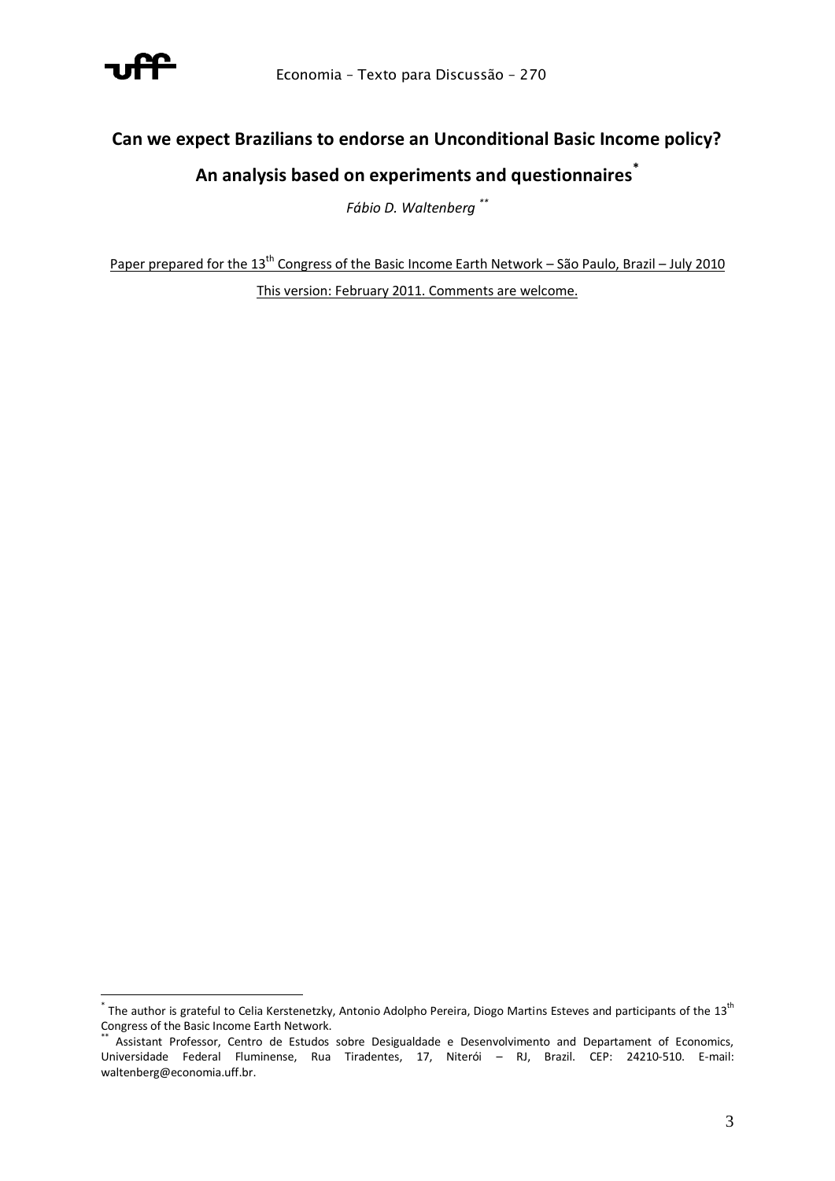# Can we expect Brazilians to endorse an Unconditional Basic Income policy?

## An analysis based on experiments and questionnaires[*]

*Fábio D. Waltenberg* [**]

Paper prepared for the 13th Congress of the Basic Income Earth Network – São Paulo, Brazil – July 2010

This version: February 2011. Comments are welcome.

---

[*] The author is grateful to Celia Kerstenetzky, Antonio Adolpho Pereira, Diogo Martins Esteves and participants of the 13th Congress of the Basic Income Earth Network.

[**] Assistant Professor, Centro de Estudos sobre Desigualdade e Desenvolvimento and Departament of Economics, Universidade Federal Fluminense, Rua Tiradentes, 17, Niterói – RJ, Brazil. CEP: 24210-510. E-mail: waltenberg@economia.uff.br.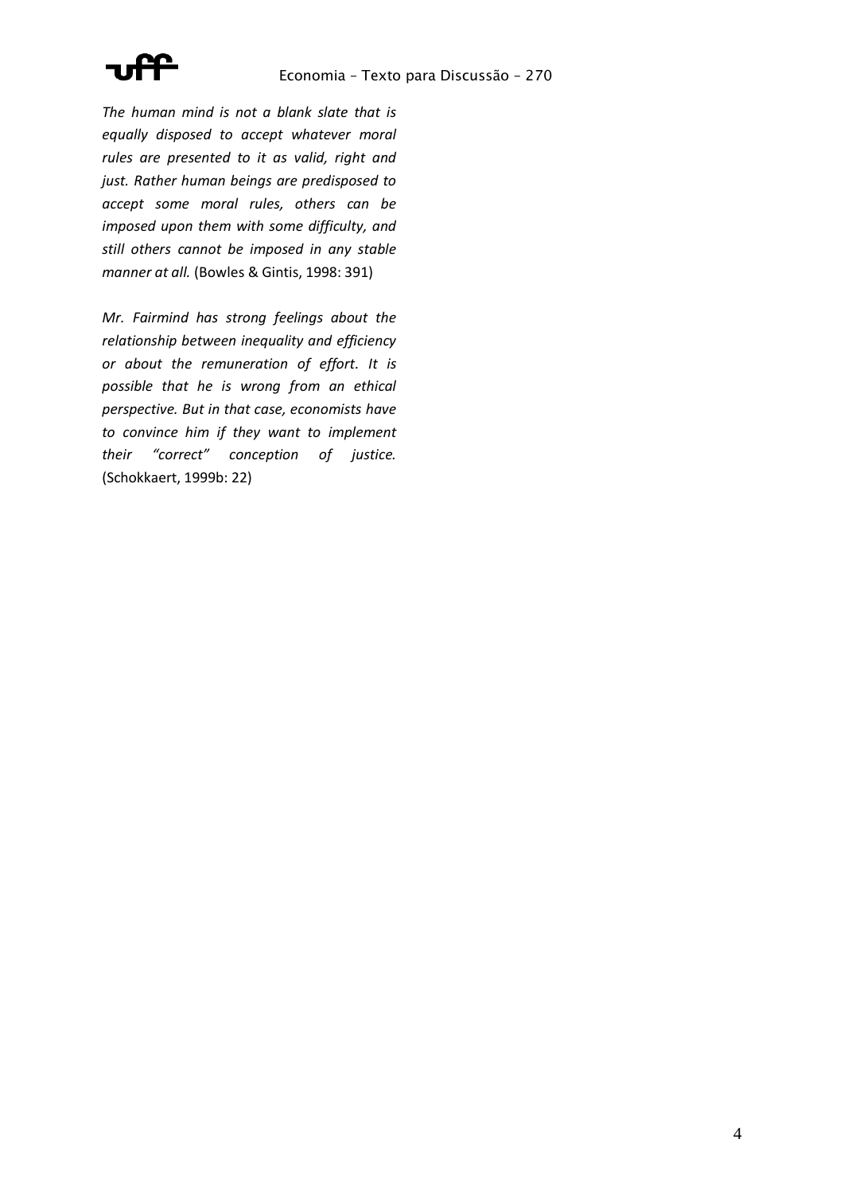*The human mind is not a blank slate that is equally disposed to accept whatever moral rules are presented to it as valid, right and just. Rather human beings are predisposed to accept some moral rules, others can be imposed upon them with some difficulty, and still others cannot be imposed in any stable manner at all.* (Bowles & Gintis, 1998: 391)

*Mr. Fairmind has strong feelings about the relationship between inequality and efficiency or about the remuneration of effort. It is possible that he is wrong from an ethical perspective. But in that case, economists have to convince him if they want to implement their "correct" conception of justice.* (Schokkaert, 1999b: 22)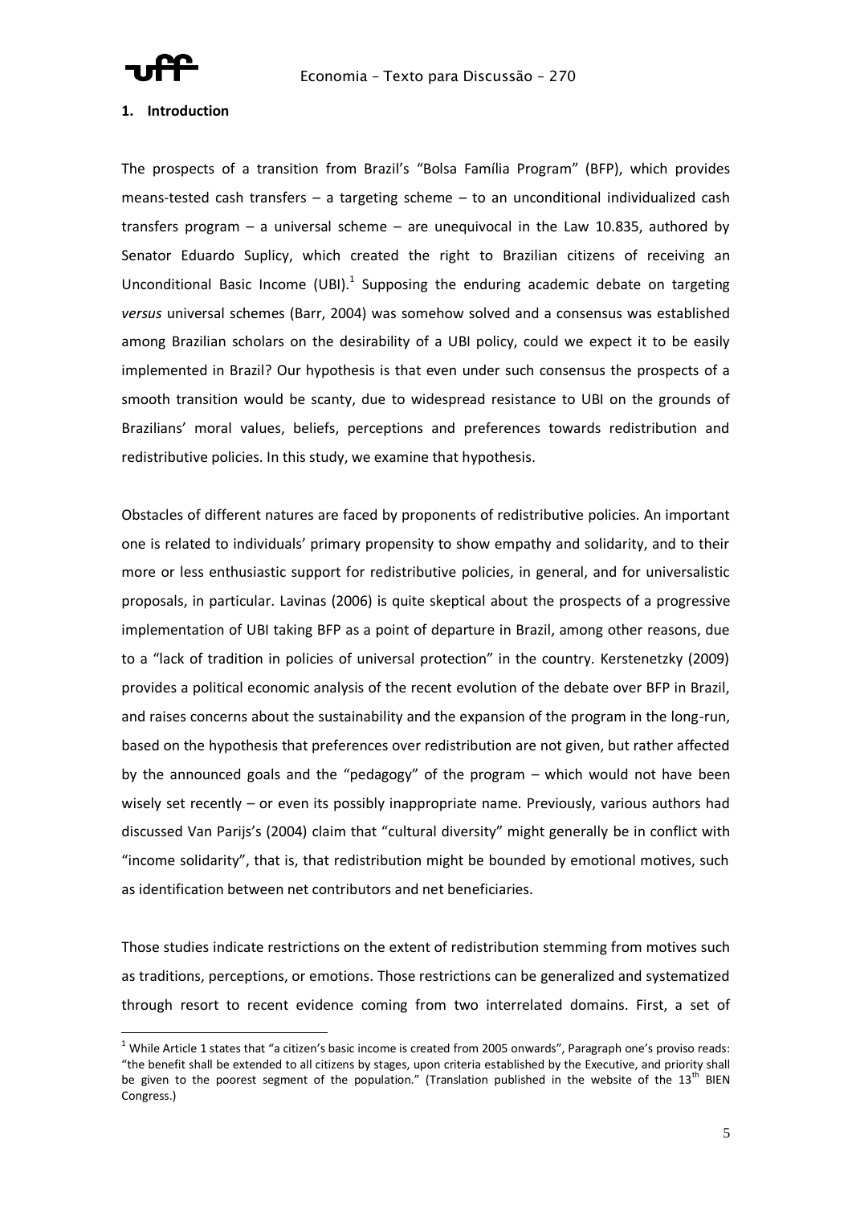## 1. Introduction

The prospects of a transition from Brazil's "Bolsa Família Program" (BFP), which provides means-tested cash transfers – a targeting scheme – to an unconditional individualized cash transfers program – a universal scheme – are unequivocal in the Law 10.835, authored by Senator Eduardo Suplicy, which created the right to Brazilian citizens of receiving an Unconditional Basic Income (UBI).[1] Supposing the enduring academic debate on targeting *versus* universal schemes (Barr, 2004) was somehow solved and a consensus was established among Brazilian scholars on the desirability of a UBI policy, could we expect it to be easily implemented in Brazil? Our hypothesis is that even under such consensus the prospects of a smooth transition would be scanty, due to widespread resistance to UBI on the grounds of Brazilians' moral values, beliefs, perceptions and preferences towards redistribution and redistributive policies. In this study, we examine that hypothesis.

Obstacles of different natures are faced by proponents of redistributive policies. An important one is related to individuals' primary propensity to show empathy and solidarity, and to their more or less enthusiastic support for redistributive policies, in general, and for universalistic proposals, in particular. Lavinas (2006) is quite skeptical about the prospects of a progressive implementation of UBI taking BFP as a point of departure in Brazil, among other reasons, due to a "lack of tradition in policies of universal protection" in the country. Kerstenetzky (2009) provides a political economic analysis of the recent evolution of the debate over BFP in Brazil, and raises concerns about the sustainability and the expansion of the program in the long-run, based on the hypothesis that preferences over redistribution are not given, but rather affected by the announced goals and the "pedagogy" of the program – which would not have been wisely set recently – or even its possibly inappropriate name. Previously, various authors had discussed Van Parijs's (2004) claim that "cultural diversity" might generally be in conflict with "income solidarity", that is, that redistribution might be bounded by emotional motives, such as identification between net contributors and net beneficiaries.

Those studies indicate restrictions on the extent of redistribution stemming from motives such as traditions, perceptions, or emotions. Those restrictions can be generalized and systematized through resort to recent evidence coming from two interrelated domains. First, a set of

[1] While Article 1 states that "a citizen's basic income is created from 2005 onwards", Paragraph one's proviso reads: "the benefit shall be extended to all citizens by stages, upon criteria established by the Executive, and priority shall be given to the poorest segment of the population." (Translation published in the website of the 13th BIEN Congress.)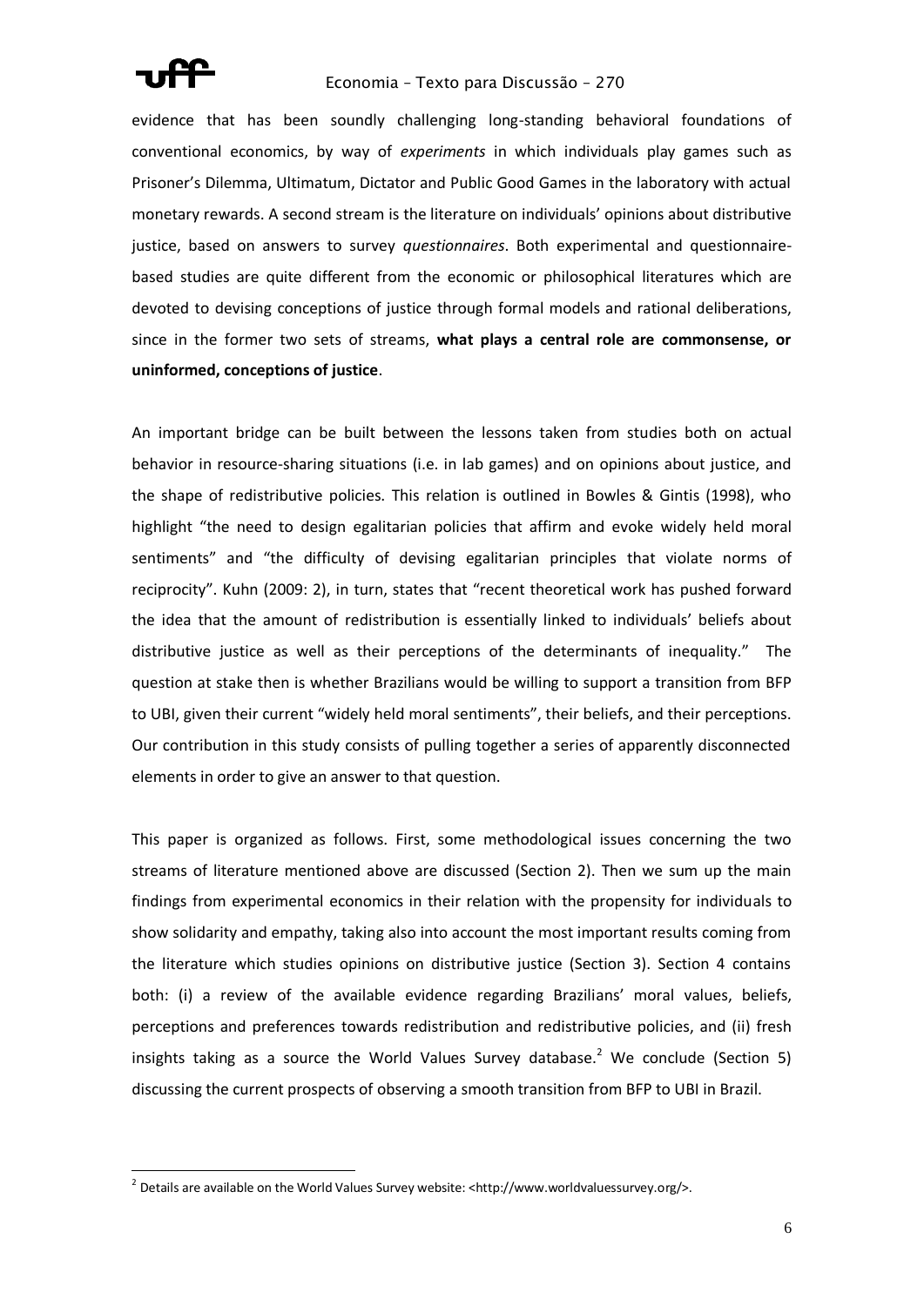evidence that has been soundly challenging long-standing behavioral foundations of conventional economics, by way of *experiments* in which individuals play games such as Prisoner's Dilemma, Ultimatum, Dictator and Public Good Games in the laboratory with actual monetary rewards. A second stream is the literature on individuals' opinions about distributive justice, based on answers to survey *questionnaires*. Both experimental and questionnaire-based studies are quite different from the economic or philosophical literatures which are devoted to devising conceptions of justice through formal models and rational deliberations, since in the former two sets of streams, **what plays a central role are commonsense, or uninformed, conceptions of justice**.

An important bridge can be built between the lessons taken from studies both on actual behavior in resource-sharing situations (i.e. in lab games) and on opinions about justice, and the shape of redistributive policies. This relation is outlined in Bowles & Gintis (1998), who highlight "the need to design egalitarian policies that affirm and evoke widely held moral sentiments" and "the difficulty of devising egalitarian principles that violate norms of reciprocity". Kuhn (2009: 2), in turn, states that "recent theoretical work has pushed forward the idea that the amount of redistribution is essentially linked to individuals' beliefs about distributive justice as well as their perceptions of the determinants of inequality." The question at stake then is whether Brazilians would be willing to support a transition from BFP to UBI, given their current "widely held moral sentiments", their beliefs, and their perceptions. Our contribution in this study consists of pulling together a series of apparently disconnected elements in order to give an answer to that question.

This paper is organized as follows. First, some methodological issues concerning the two streams of literature mentioned above are discussed (Section 2). Then we sum up the main findings from experimental economics in their relation with the propensity for individuals to show solidarity and empathy, taking also into account the most important results coming from the literature which studies opinions on distributive justice (Section 3). Section 4 contains both: (i) a review of the available evidence regarding Brazilians' moral values, beliefs, perceptions and preferences towards redistribution and redistributive policies, and (ii) fresh insights taking as a source the World Values Survey database.[2] We conclude (Section 5) discussing the current prospects of observing a smooth transition from BFP to UBI in Brazil.

[2] Details are available on the World Values Survey website: <http://www.worldvaluessurvey.org/>.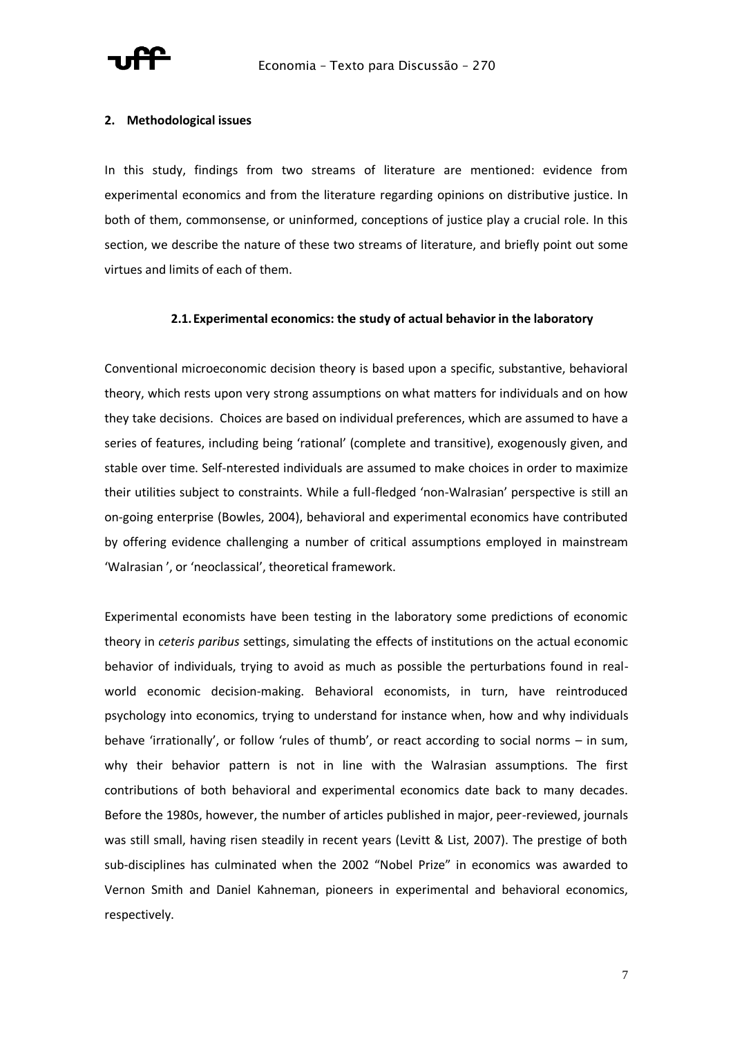## 2. Methodological issues

In this study, findings from two streams of literature are mentioned: evidence from experimental economics and from the literature regarding opinions on distributive justice. In both of them, commonsense, or uninformed, conceptions of justice play a crucial role. In this section, we describe the nature of these two streams of literature, and briefly point out some virtues and limits of each of them.

### 2.1. Experimental economics: the study of actual behavior in the laboratory

Conventional microeconomic decision theory is based upon a specific, substantive, behavioral theory, which rests upon very strong assumptions on what matters for individuals and on how they take decisions. Choices are based on individual preferences, which are assumed to have a series of features, including being 'rational' (complete and transitive), exogenously given, and stable over time. Self-nterested individuals are assumed to make choices in order to maximize their utilities subject to constraints. While a full-fledged 'non-Walrasian' perspective is still an on-going enterprise (Bowles, 2004), behavioral and experimental economics have contributed by offering evidence challenging a number of critical assumptions employed in mainstream 'Walrasian', or 'neoclassical', theoretical framework.

Experimental economists have been testing in the laboratory some predictions of economic theory in *ceteris paribus* settings, simulating the effects of institutions on the actual economic behavior of individuals, trying to avoid as much as possible the perturbations found in real-world economic decision-making. Behavioral economists, in turn, have reintroduced psychology into economics, trying to understand for instance when, how and why individuals behave 'irrationally', or follow 'rules of thumb', or react according to social norms – in sum, why their behavior pattern is not in line with the Walrasian assumptions. The first contributions of both behavioral and experimental economics date back to many decades. Before the 1980s, however, the number of articles published in major, peer-reviewed, journals was still small, having risen steadily in recent years (Levitt & List, 2007). The prestige of both sub-disciplines has culminated when the 2002 "Nobel Prize" in economics was awarded to Vernon Smith and Daniel Kahneman, pioneers in experimental and behavioral economics, respectively.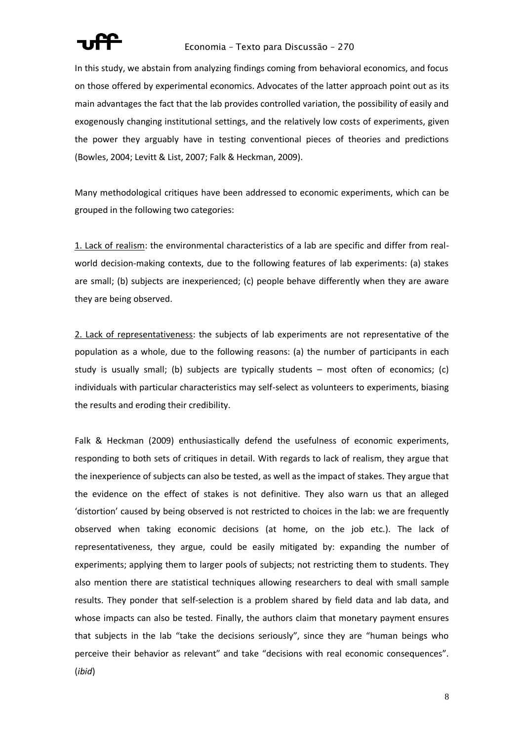In this study, we abstain from analyzing findings coming from behavioral economics, and focus on those offered by experimental economics. Advocates of the latter approach point out as its main advantages the fact that the lab provides controlled variation, the possibility of easily and exogenously changing institutional settings, and the relatively low costs of experiments, given the power they arguably have in testing conventional pieces of theories and predictions (Bowles, 2004; Levitt & List, 2007; Falk & Heckman, 2009).

Many methodological critiques have been addressed to economic experiments, which can be grouped in the following two categories:

1. Lack of realism: the environmental characteristics of a lab are specific and differ from real-world decision-making contexts, due to the following features of lab experiments: (a) stakes are small; (b) subjects are inexperienced; (c) people behave differently when they are aware they are being observed.

2. Lack of representativeness: the subjects of lab experiments are not representative of the population as a whole, due to the following reasons: (a) the number of participants in each study is usually small; (b) subjects are typically students – most often of economics; (c) individuals with particular characteristics may self-select as volunteers to experiments, biasing the results and eroding their credibility.

Falk & Heckman (2009) enthusiastically defend the usefulness of economic experiments, responding to both sets of critiques in detail. With regards to lack of realism, they argue that the inexperience of subjects can also be tested, as well as the impact of stakes. They argue that the evidence on the effect of stakes is not definitive. They also warn us that an alleged 'distortion' caused by being observed is not restricted to choices in the lab: we are frequently observed when taking economic decisions (at home, on the job etc.). The lack of representativeness, they argue, could be easily mitigated by: expanding the number of experiments; applying them to larger pools of subjects; not restricting them to students. They also mention there are statistical techniques allowing researchers to deal with small sample results. They ponder that self-selection is a problem shared by field data and lab data, and whose impacts can also be tested. Finally, the authors claim that monetary payment ensures that subjects in the lab "take the decisions seriously", since they are "human beings who perceive their behavior as relevant" and take "decisions with real economic consequences". (*ibid*)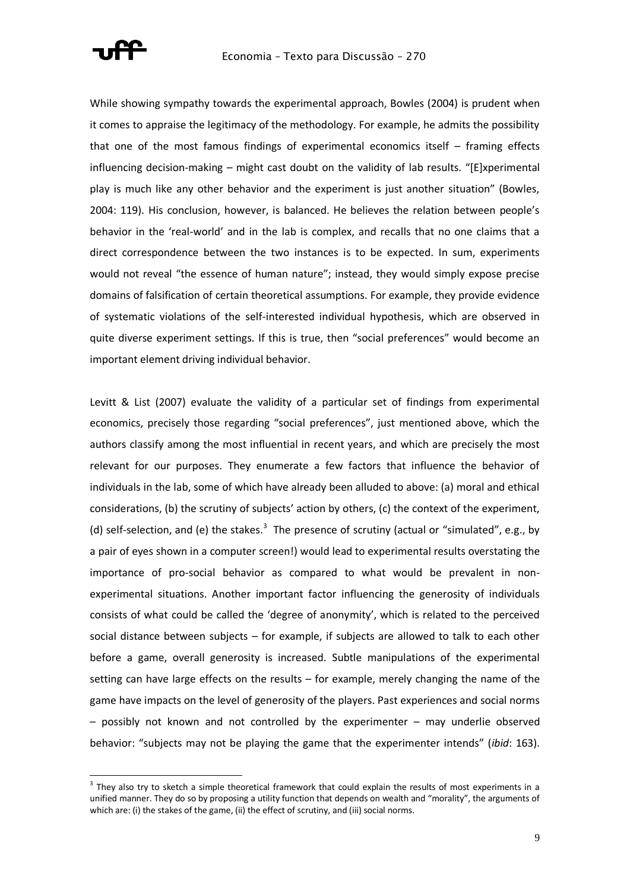While showing sympathy towards the experimental approach, Bowles (2004) is prudent when it comes to appraise the legitimacy of the methodology. For example, he admits the possibility that one of the most famous findings of experimental economics itself – framing effects influencing decision-making – might cast doubt on the validity of lab results. "[E]xperimental play is much like any other behavior and the experiment is just another situation" (Bowles, 2004: 119). His conclusion, however, is balanced. He believes the relation between people's behavior in the 'real-world' and in the lab is complex, and recalls that no one claims that a direct correspondence between the two instances is to be expected. In sum, experiments would not reveal "the essence of human nature"; instead, they would simply expose precise domains of falsification of certain theoretical assumptions. For example, they provide evidence of systematic violations of the self-interested individual hypothesis, which are observed in quite diverse experiment settings. If this is true, then "social preferences" would become an important element driving individual behavior.

Levitt & List (2007) evaluate the validity of a particular set of findings from experimental economics, precisely those regarding "social preferences", just mentioned above, which the authors classify among the most influential in recent years, and which are precisely the most relevant for our purposes. They enumerate a few factors that influence the behavior of individuals in the lab, some of which have already been alluded to above: (a) moral and ethical considerations, (b) the scrutiny of subjects' action by others, (c) the context of the experiment, (d) self-selection, and (e) the stakes.[3] The presence of scrutiny (actual or "simulated", e.g., by a pair of eyes shown in a computer screen!) would lead to experimental results overstating the importance of pro-social behavior as compared to what would be prevalent in non-experimental situations. Another important factor influencing the generosity of individuals consists of what could be called the 'degree of anonymity', which is related to the perceived social distance between subjects – for example, if subjects are allowed to talk to each other before a game, overall generosity is increased. Subtle manipulations of the experimental setting can have large effects on the results – for example, merely changing the name of the game have impacts on the level of generosity of the players. Past experiences and social norms – possibly not known and not controlled by the experimenter – may underlie observed behavior: "subjects may not be playing the game that the experimenter intends" (*ibid*: 163).

[3] They also try to sketch a simple theoretical framework that could explain the results of most experiments in a unified manner. They do so by proposing a utility function that depends on wealth and "morality", the arguments of which are: (i) the stakes of the game, (ii) the effect of scrutiny, and (iii) social norms.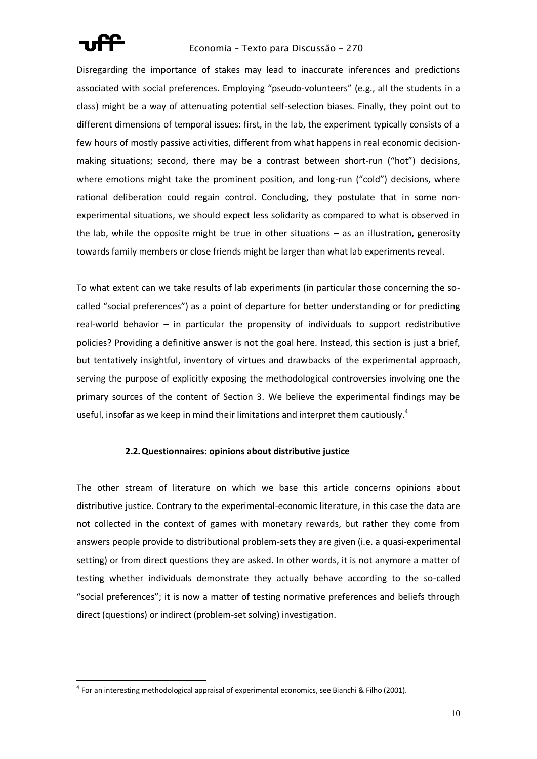Disregarding the importance of stakes may lead to inaccurate inferences and predictions associated with social preferences. Employing "pseudo-volunteers" (e.g., all the students in a class) might be a way of attenuating potential self-selection biases. Finally, they point out to different dimensions of temporal issues: first, in the lab, the experiment typically consists of a few hours of mostly passive activities, different from what happens in real economic decision-making situations; second, there may be a contrast between short-run ("hot") decisions, where emotions might take the prominent position, and long-run ("cold") decisions, where rational deliberation could regain control. Concluding, they postulate that in some non-experimental situations, we should expect less solidarity as compared to what is observed in the lab, while the opposite might be true in other situations – as an illustration, generosity towards family members or close friends might be larger than what lab experiments reveal.

To what extent can we take results of lab experiments (in particular those concerning the so-called "social preferences") as a point of departure for better understanding or for predicting real-world behavior – in particular the propensity of individuals to support redistributive policies? Providing a definitive answer is not the goal here. Instead, this section is just a brief, but tentatively insightful, inventory of virtues and drawbacks of the experimental approach, serving the purpose of explicitly exposing the methodological controversies involving one the primary sources of the content of Section 3. We believe the experimental findings may be useful, insofar as we keep in mind their limitations and interpret them cautiously.[4]

### 2.2. Questionnaires: opinions about distributive justice

The other stream of literature on which we base this article concerns opinions about distributive justice. Contrary to the experimental-economic literature, in this case the data are not collected in the context of games with monetary rewards, but rather they come from answers people provide to distributional problem-sets they are given (i.e. a quasi-experimental setting) or from direct questions they are asked. In other words, it is not anymore a matter of testing whether individuals demonstrate they actually behave according to the so-called "social preferences"; it is now a matter of testing normative preferences and beliefs through direct (questions) or indirect (problem-set solving) investigation.

[4] For an interesting methodological appraisal of experimental economics, see Bianchi & Filho (2001).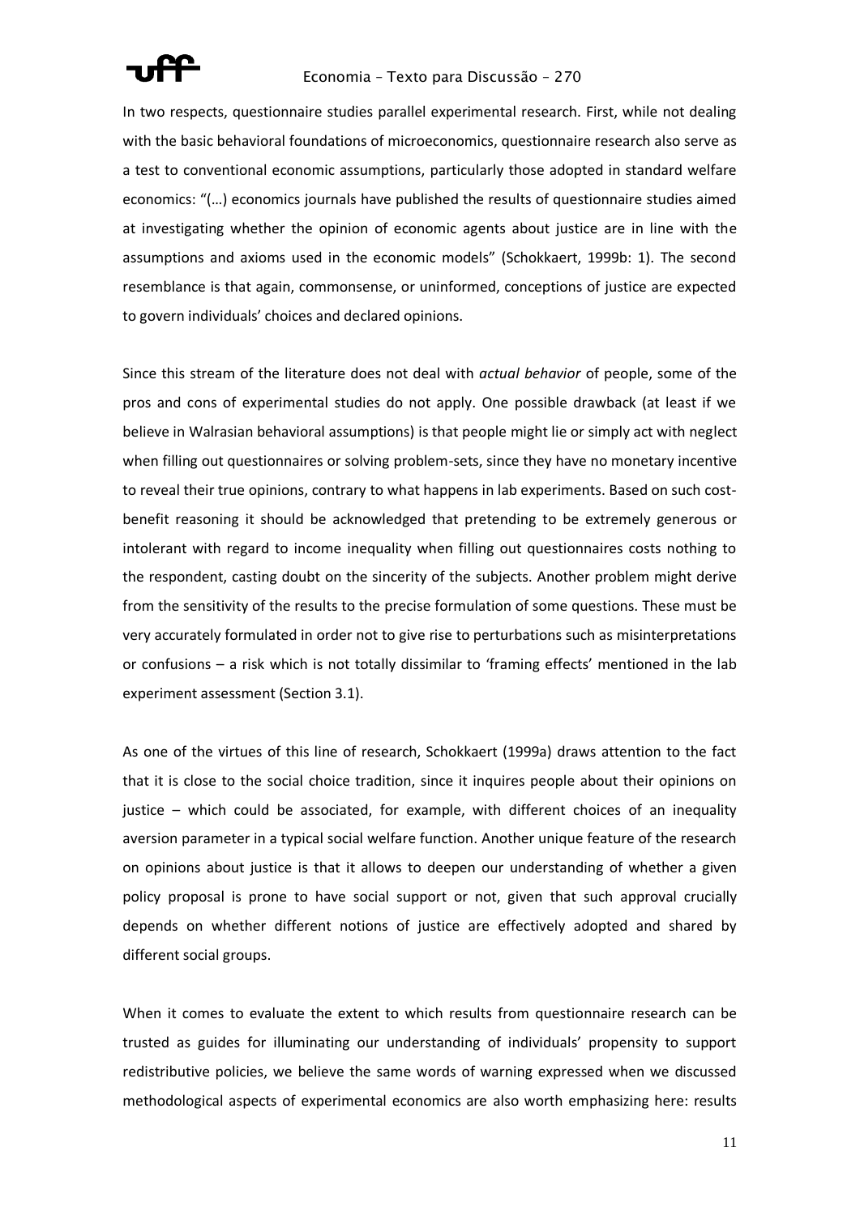In two respects, questionnaire studies parallel experimental research. First, while not dealing with the basic behavioral foundations of microeconomics, questionnaire research also serve as a test to conventional economic assumptions, particularly those adopted in standard welfare economics: "(…) economics journals have published the results of questionnaire studies aimed at investigating whether the opinion of economic agents about justice are in line with the assumptions and axioms used in the economic models" (Schokkaert, 1999b: 1). The second resemblance is that again, commonsense, or uninformed, conceptions of justice are expected to govern individuals' choices and declared opinions.

Since this stream of the literature does not deal with *actual behavior* of people, some of the pros and cons of experimental studies do not apply. One possible drawback (at least if we believe in Walrasian behavioral assumptions) is that people might lie or simply act with neglect when filling out questionnaires or solving problem-sets, since they have no monetary incentive to reveal their true opinions, contrary to what happens in lab experiments. Based on such cost-benefit reasoning it should be acknowledged that pretending to be extremely generous or intolerant with regard to income inequality when filling out questionnaires costs nothing to the respondent, casting doubt on the sincerity of the subjects. Another problem might derive from the sensitivity of the results to the precise formulation of some questions. These must be very accurately formulated in order not to give rise to perturbations such as misinterpretations or confusions – a risk which is not totally dissimilar to 'framing effects' mentioned in the lab experiment assessment (Section 3.1).

As one of the virtues of this line of research, Schokkaert (1999a) draws attention to the fact that it is close to the social choice tradition, since it inquires people about their opinions on justice – which could be associated, for example, with different choices of an inequality aversion parameter in a typical social welfare function. Another unique feature of the research on opinions about justice is that it allows to deepen our understanding of whether a given policy proposal is prone to have social support or not, given that such approval crucially depends on whether different notions of justice are effectively adopted and shared by different social groups.

When it comes to evaluate the extent to which results from questionnaire research can be trusted as guides for illuminating our understanding of individuals' propensity to support redistributive policies, we believe the same words of warning expressed when we discussed methodological aspects of experimental economics are also worth emphasizing here: results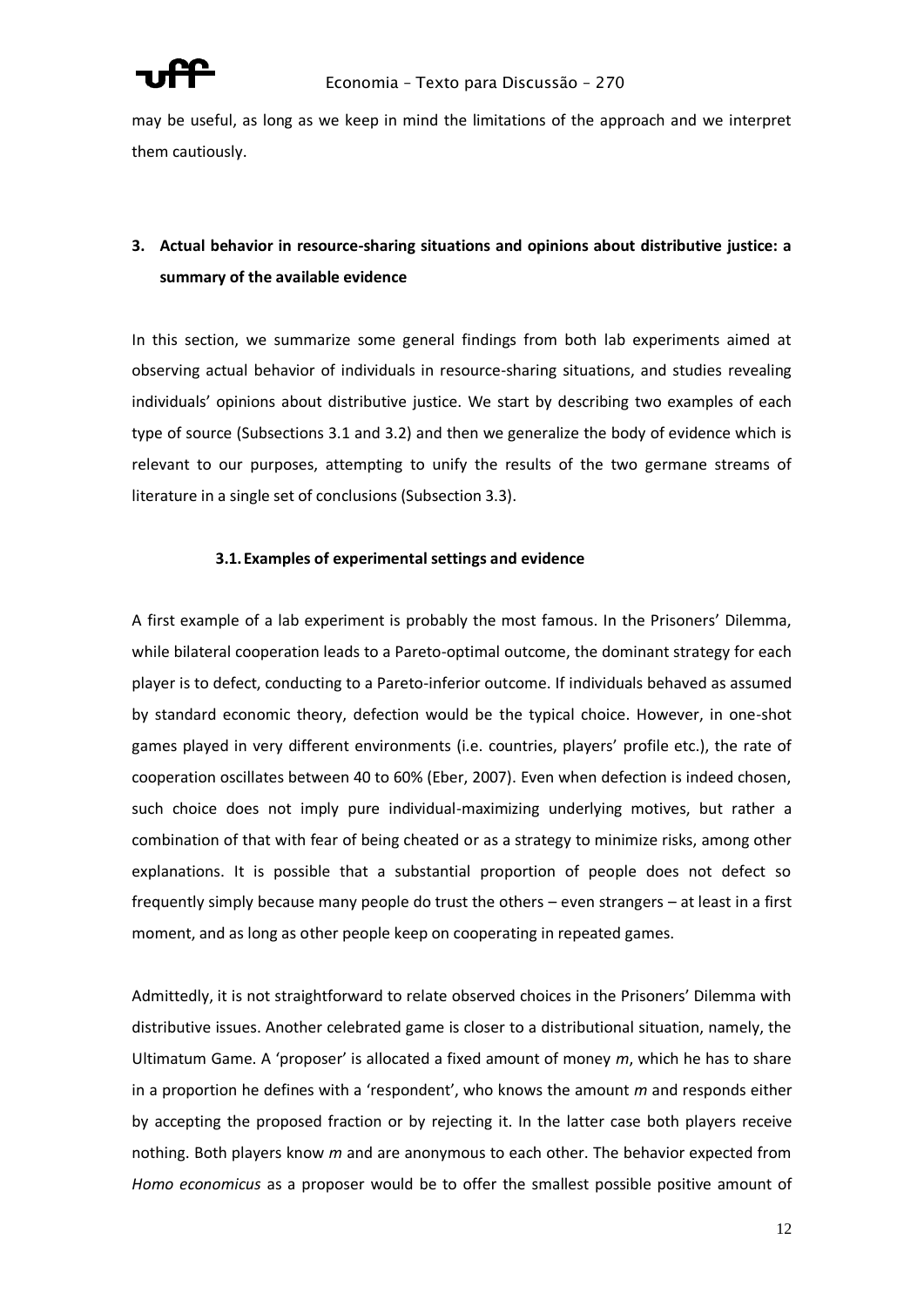may be useful, as long as we keep in mind the limitations of the approach and we interpret them cautiously.

## 3. Actual behavior in resource-sharing situations and opinions about distributive justice: a summary of the available evidence

In this section, we summarize some general findings from both lab experiments aimed at observing actual behavior of individuals in resource-sharing situations, and studies revealing individuals' opinions about distributive justice. We start by describing two examples of each type of source (Subsections 3.1 and 3.2) and then we generalize the body of evidence which is relevant to our purposes, attempting to unify the results of the two germane streams of literature in a single set of conclusions (Subsection 3.3).

### 3.1. Examples of experimental settings and evidence

A first example of a lab experiment is probably the most famous. In the Prisoners' Dilemma, while bilateral cooperation leads to a Pareto-optimal outcome, the dominant strategy for each player is to defect, conducting to a Pareto-inferior outcome. If individuals behaved as assumed by standard economic theory, defection would be the typical choice. However, in one-shot games played in very different environments (i.e. countries, players' profile etc.), the rate of cooperation oscillates between 40 to 60% (Eber, 2007). Even when defection is indeed chosen, such choice does not imply pure individual-maximizing underlying motives, but rather a combination of that with fear of being cheated or as a strategy to minimize risks, among other explanations. It is possible that a substantial proportion of people does not defect so frequently simply because many people do trust the others – even strangers – at least in a first moment, and as long as other people keep on cooperating in repeated games.

Admittedly, it is not straightforward to relate observed choices in the Prisoners' Dilemma with distributive issues. Another celebrated game is closer to a distributional situation, namely, the Ultimatum Game. A 'proposer' is allocated a fixed amount of money $m$, which he has to share in a proportion he defines with a 'respondent', who knows the amount $m$ and responds either by accepting the proposed fraction or by rejecting it. In the latter case both players receive nothing. Both players know $m$ and are anonymous to each other. The behavior expected from *Homo economicus* as a proposer would be to offer the smallest possible positive amount of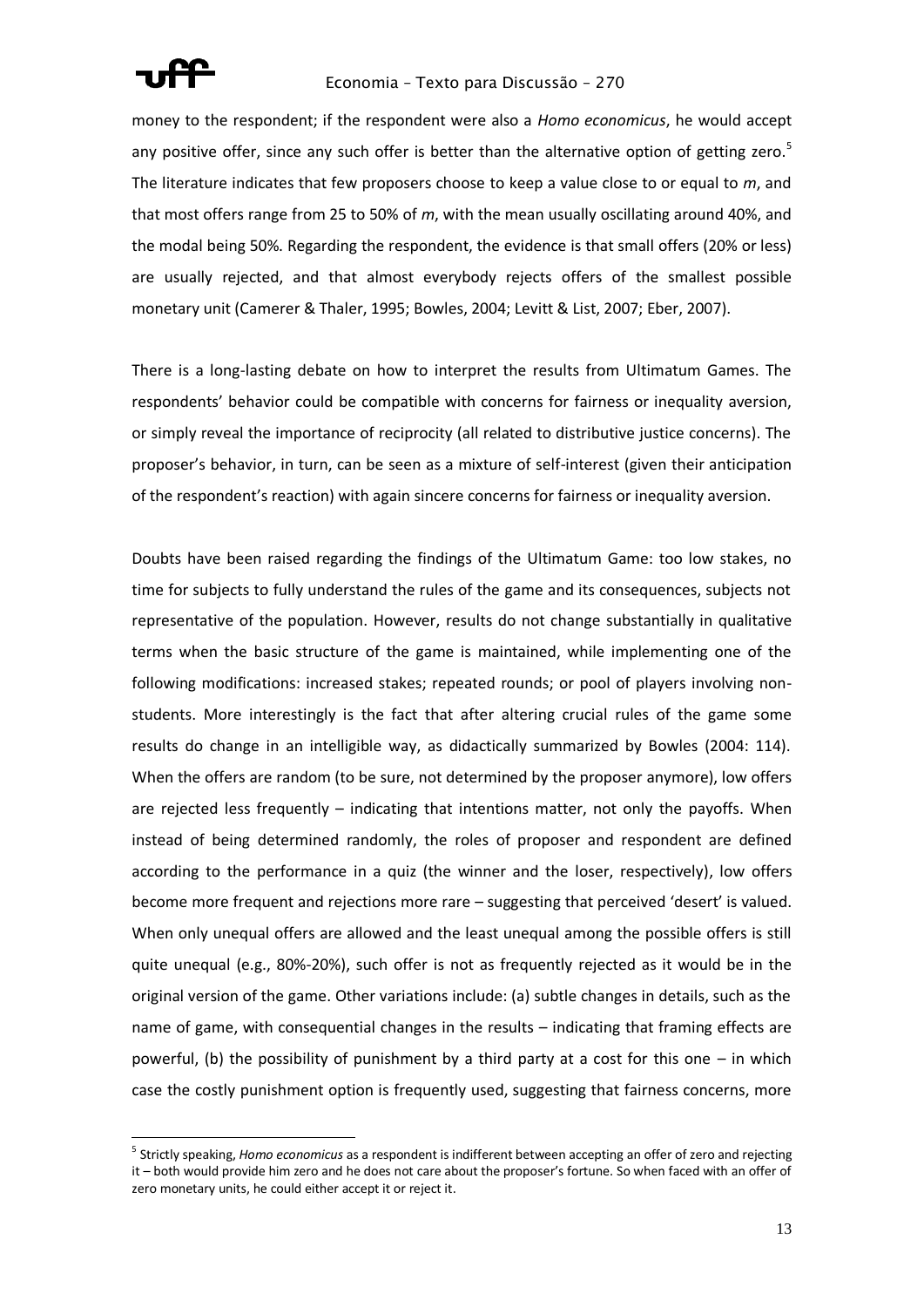money to the respondent; if the respondent were also a *Homo economicus*, he would accept any positive offer, since any such offer is better than the alternative option of getting zero.[5] The literature indicates that few proposers choose to keep a value close to or equal to *m*, and that most offers range from 25 to 50% of *m*, with the mean usually oscillating around 40%, and the modal being 50%. Regarding the respondent, the evidence is that small offers (20% or less) are usually rejected, and that almost everybody rejects offers of the smallest possible monetary unit (Camerer & Thaler, 1995; Bowles, 2004; Levitt & List, 2007; Eber, 2007).

There is a long-lasting debate on how to interpret the results from Ultimatum Games. The respondents' behavior could be compatible with concerns for fairness or inequality aversion, or simply reveal the importance of reciprocity (all related to distributive justice concerns). The proposer's behavior, in turn, can be seen as a mixture of self-interest (given their anticipation of the respondent's reaction) with again sincere concerns for fairness or inequality aversion.

Doubts have been raised regarding the findings of the Ultimatum Game: too low stakes, no time for subjects to fully understand the rules of the game and its consequences, subjects not representative of the population. However, results do not change substantially in qualitative terms when the basic structure of the game is maintained, while implementing one of the following modifications: increased stakes; repeated rounds; or pool of players involving non-students. More interestingly is the fact that after altering crucial rules of the game some results do change in an intelligible way, as didactically summarized by Bowles (2004: 114). When the offers are random (to be sure, not determined by the proposer anymore), low offers are rejected less frequently – indicating that intentions matter, not only the payoffs. When instead of being determined randomly, the roles of proposer and respondent are defined according to the performance in a quiz (the winner and the loser, respectively), low offers become more frequent and rejections more rare – suggesting that perceived 'desert' is valued. When only unequal offers are allowed and the least unequal among the possible offers is still quite unequal (e.g., 80%-20%), such offer is not as frequently rejected as it would be in the original version of the game. Other variations include: (a) subtle changes in details, such as the name of game, with consequential changes in the results – indicating that framing effects are powerful, (b) the possibility of punishment by a third party at a cost for this one – in which case the costly punishment option is frequently used, suggesting that fairness concerns, more

[5] Strictly speaking, *Homo economicus* as a respondent is indifferent between accepting an offer of zero and rejecting it – both would provide him zero and he does not care about the proposer's fortune. So when faced with an offer of zero monetary units, he could either accept it or reject it.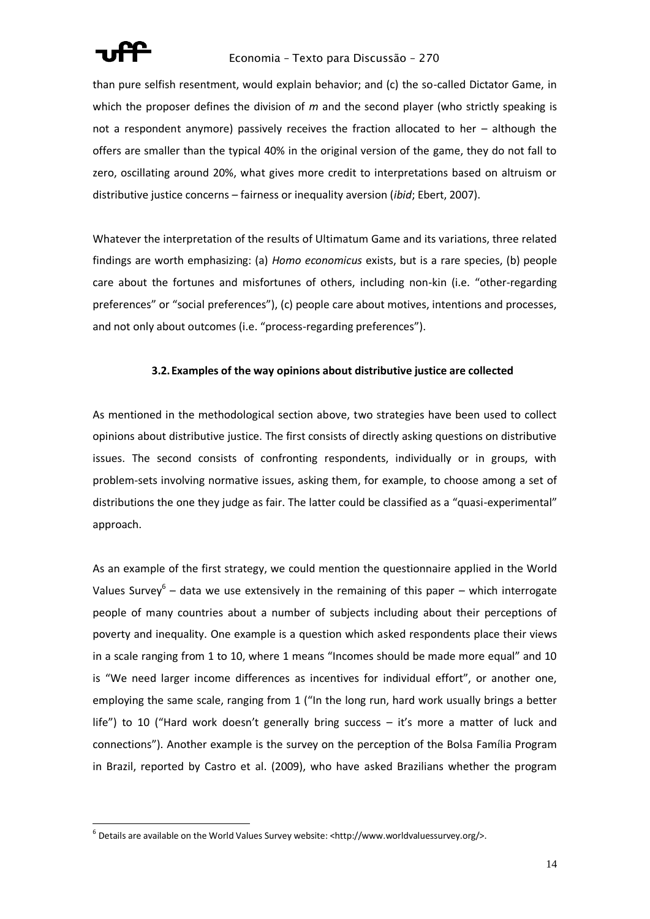than pure selfish resentment, would explain behavior; and (c) the so-called Dictator Game, in which the proposer defines the division of $m$ and the second player (who strictly speaking is not a respondent anymore) passively receives the fraction allocated to her – although the offers are smaller than the typical 40% in the original version of the game, they do not fall to zero, oscillating around 20%, what gives more credit to interpretations based on altruism or distributive justice concerns – fairness or inequality aversion (*ibid*; Ebert, 2007).

Whatever the interpretation of the results of Ultimatum Game and its variations, three related findings are worth emphasizing: (a) *Homo economicus* exists, but is a rare species, (b) people care about the fortunes and misfortunes of others, including non-kin (i.e. "other-regarding preferences" or "social preferences"), (c) people care about motives, intentions and processes, and not only about outcomes (i.e. "process-regarding preferences").

### 3.2. Examples of the way opinions about distributive justice are collected

As mentioned in the methodological section above, two strategies have been used to collect opinions about distributive justice. The first consists of directly asking questions on distributive issues. The second consists of confronting respondents, individually or in groups, with problem-sets involving normative issues, asking them, for example, to choose among a set of distributions the one they judge as fair. The latter could be classified as a "quasi-experimental" approach.

As an example of the first strategy, we could mention the questionnaire applied in the World Values Survey[6] – data we use extensively in the remaining of this paper – which interrogate people of many countries about a number of subjects including about their perceptions of poverty and inequality. One example is a question which asked respondents place their views in a scale ranging from 1 to 10, where 1 means "Incomes should be made more equal" and 10 is "We need larger income differences as incentives for individual effort", or another one, employing the same scale, ranging from 1 ("In the long run, hard work usually brings a better life") to 10 ("Hard work doesn't generally bring success – it's more a matter of luck and connections"). Another example is the survey on the perception of the Bolsa Família Program in Brazil, reported by Castro et al. (2009), who have asked Brazilians whether the program

[6] Details are available on the World Values Survey website: <http://www.worldvaluessurvey.org/>.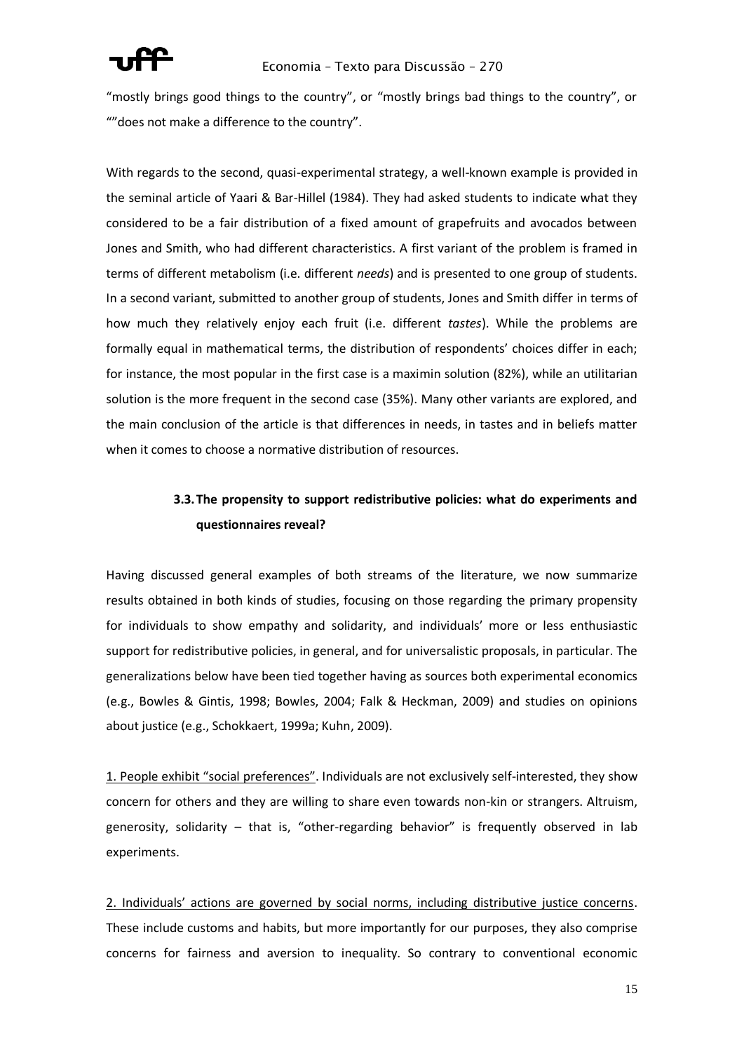"mostly brings good things to the country", or "mostly brings bad things to the country", or ""does not make a difference to the country".

With regards to the second, quasi-experimental strategy, a well-known example is provided in the seminal article of Yaari & Bar-Hillel (1984). They had asked students to indicate what they considered to be a fair distribution of a fixed amount of grapefruits and avocados between Jones and Smith, who had different characteristics. A first variant of the problem is framed in terms of different metabolism (i.e. different *needs*) and is presented to one group of students. In a second variant, submitted to another group of students, Jones and Smith differ in terms of how much they relatively enjoy each fruit (i.e. different *tastes*). While the problems are formally equal in mathematical terms, the distribution of respondents' choices differ in each; for instance, the most popular in the first case is a maximin solution (82%), while an utilitarian solution is the more frequent in the second case (35%). Many other variants are explored, and the main conclusion of the article is that differences in needs, in tastes and in beliefs matter when it comes to choose a normative distribution of resources.

### 3.3. The propensity to support redistributive policies: what do experiments and questionnaires reveal?

Having discussed general examples of both streams of the literature, we now summarize results obtained in both kinds of studies, focusing on those regarding the primary propensity for individuals to show empathy and solidarity, and individuals' more or less enthusiastic support for redistributive policies, in general, and for universalistic proposals, in particular. The generalizations below have been tied together having as sources both experimental economics (e.g., Bowles & Gintis, 1998; Bowles, 2004; Falk & Heckman, 2009) and studies on opinions about justice (e.g., Schokkaert, 1999a; Kuhn, 2009).

<u>1. People exhibit "social preferences"</u>. Individuals are not exclusively self-interested, they show concern for others and they are willing to share even towards non-kin or strangers. Altruism, generosity, solidarity – that is, "other-regarding behavior" is frequently observed in lab experiments.

<u>2. Individuals' actions are governed by social norms, including distributive justice concerns</u>. These include customs and habits, but more importantly for our purposes, they also comprise concerns for fairness and aversion to inequality. So contrary to conventional economic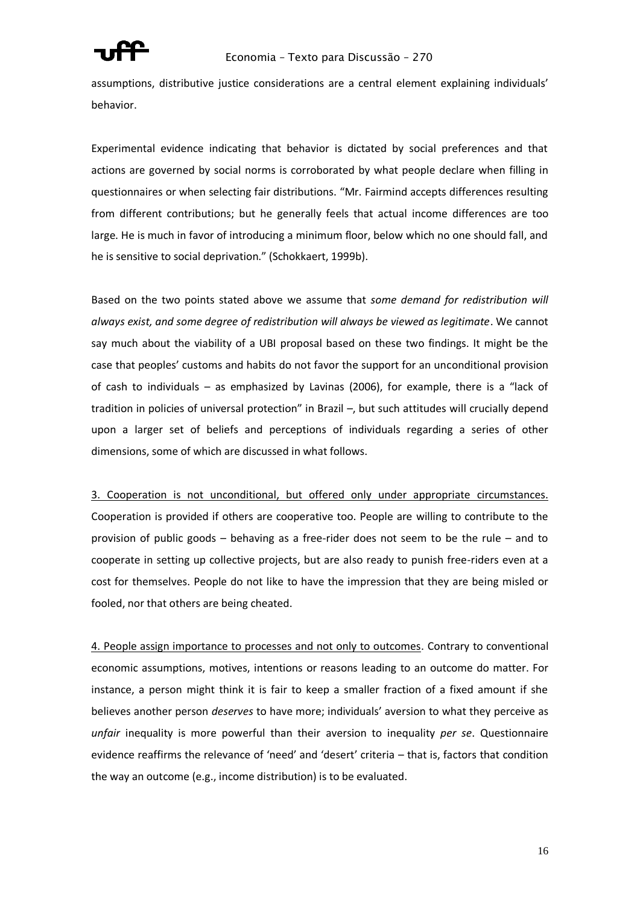assumptions, distributive justice considerations are a central element explaining individuals' behavior.

Experimental evidence indicating that behavior is dictated by social preferences and that actions are governed by social norms is corroborated by what people declare when filling in questionnaires or when selecting fair distributions. "Mr. Fairmind accepts differences resulting from different contributions; but he generally feels that actual income differences are too large. He is much in favor of introducing a minimum floor, below which no one should fall, and he is sensitive to social deprivation." (Schokkaert, 1999b).

Based on the two points stated above we assume that *some demand for redistribution will always exist, and some degree of redistribution will always be viewed as legitimate*. We cannot say much about the viability of a UBI proposal based on these two findings. It might be the case that peoples' customs and habits do not favor the support for an unconditional provision of cash to individuals – as emphasized by Lavinas (2006), for example, there is a "lack of tradition in policies of universal protection" in Brazil –, but such attitudes will crucially depend upon a larger set of beliefs and perceptions of individuals regarding a series of other dimensions, some of which are discussed in what follows.

3. Cooperation is not unconditional, but offered only under appropriate circumstances. Cooperation is provided if others are cooperative too. People are willing to contribute to the provision of public goods – behaving as a free-rider does not seem to be the rule – and to cooperate in setting up collective projects, but are also ready to punish free-riders even at a cost for themselves. People do not like to have the impression that they are being misled or fooled, nor that others are being cheated.

4. People assign importance to processes and not only to outcomes. Contrary to conventional economic assumptions, motives, intentions or reasons leading to an outcome do matter. For instance, a person might think it is fair to keep a smaller fraction of a fixed amount if she believes another person *deserves* to have more; individuals' aversion to what they perceive as *unfair* inequality is more powerful than their aversion to inequality *per se*. Questionnaire evidence reaffirms the relevance of 'need' and 'desert' criteria – that is, factors that condition the way an outcome (e.g., income distribution) is to be evaluated.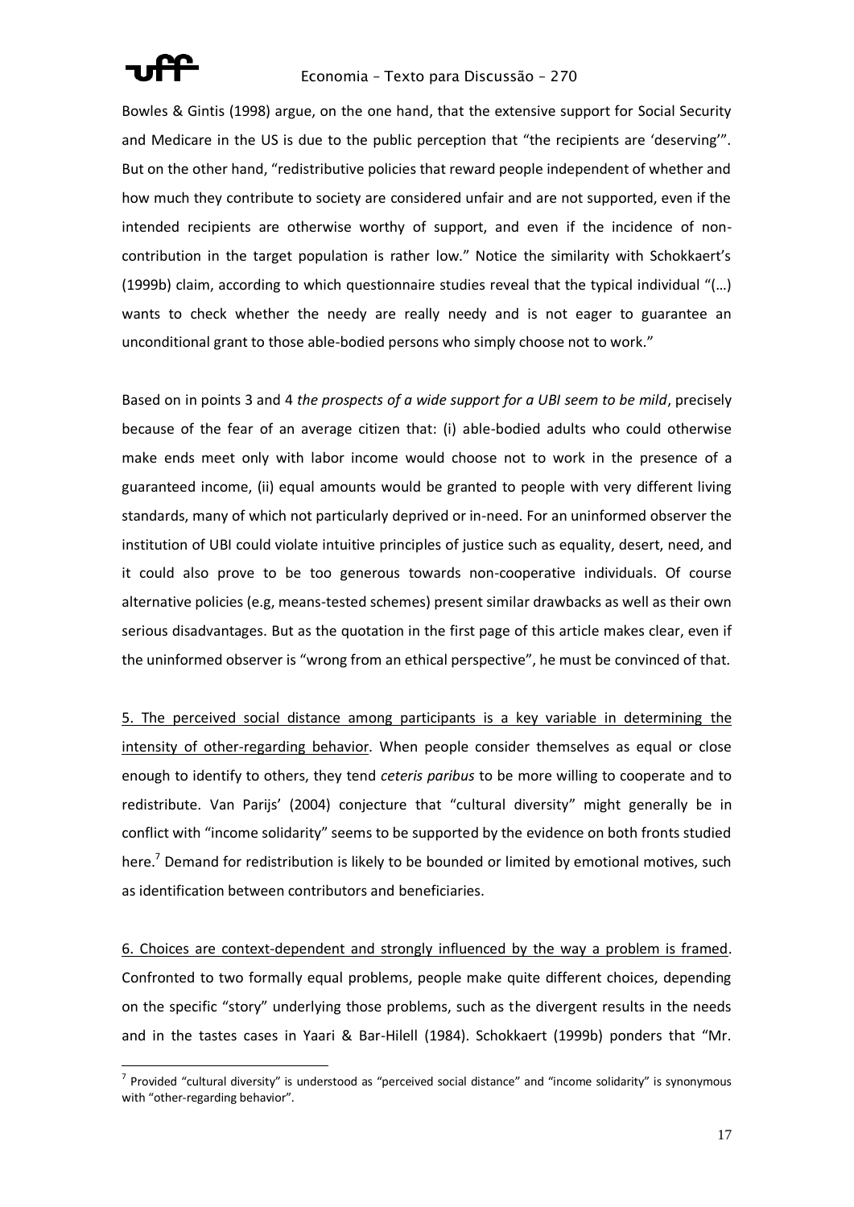Bowles & Gintis (1998) argue, on the one hand, that the extensive support for Social Security and Medicare in the US is due to the public perception that "the recipients are 'deserving'". But on the other hand, "redistributive policies that reward people independent of whether and how much they contribute to society are considered unfair and are not supported, even if the intended recipients are otherwise worthy of support, and even if the incidence of non-contribution in the target population is rather low." Notice the similarity with Schokkaert's (1999b) claim, according to which questionnaire studies reveal that the typical individual "(…) wants to check whether the needy are really needy and is not eager to guarantee an unconditional grant to those able-bodied persons who simply choose not to work."

Based on in points 3 and 4 *the prospects of a wide support for a UBI seem to be mild*, precisely because of the fear of an average citizen that: (i) able-bodied adults who could otherwise make ends meet only with labor income would choose not to work in the presence of a guaranteed income, (ii) equal amounts would be granted to people with very different living standards, many of which not particularly deprived or in-need. For an uninformed observer the institution of UBI could violate intuitive principles of justice such as equality, desert, need, and it could also prove to be too generous towards non-cooperative individuals. Of course alternative policies (e.g, means-tested schemes) present similar drawbacks as well as their own serious disadvantages. But as the quotation in the first page of this article makes clear, even if the uninformed observer is "wrong from an ethical perspective", he must be convinced of that.

<u>5. The perceived social distance among participants is a key variable in determining the intensity of other-regarding behavior</u>. When people consider themselves as equal or close enough to identify to others, they tend *ceteris paribus* to be more willing to cooperate and to redistribute. Van Parijs' (2004) conjecture that "cultural diversity" might generally be in conflict with "income solidarity" seems to be supported by the evidence on both fronts studied here.[7] Demand for redistribution is likely to be bounded or limited by emotional motives, such as identification between contributors and beneficiaries.

<u>6. Choices are context-dependent and strongly influenced by the way a problem is framed</u>. Confronted to two formally equal problems, people make quite different choices, depending on the specific "story" underlying those problems, such as the divergent results in the needs and in the tastes cases in Yaari & Bar-Hilell (1984). Schokkaert (1999b) ponders that "Mr.

[7] Provided "cultural diversity" is understood as "perceived social distance" and "income solidarity" is synonymous with "other-regarding behavior".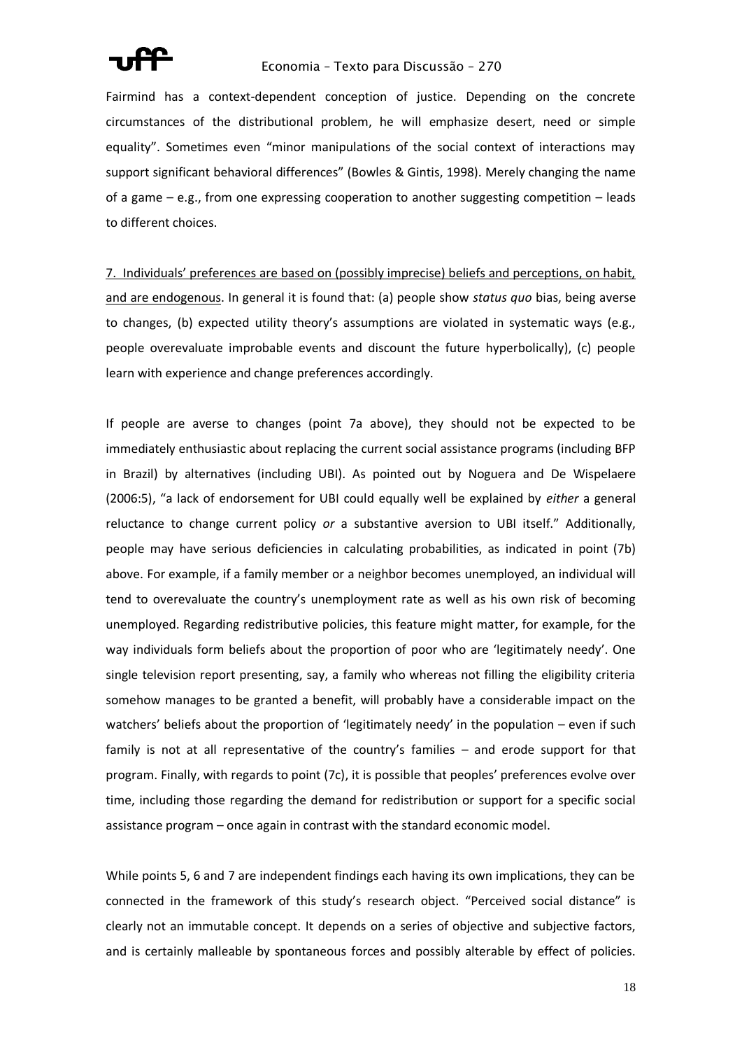Fairmind has a context-dependent conception of justice. Depending on the concrete circumstances of the distributional problem, he will emphasize desert, need or simple equality". Sometimes even "minor manipulations of the social context of interactions may support significant behavioral differences" (Bowles & Gintis, 1998). Merely changing the name of a game – e.g., from one expressing cooperation to another suggesting competition – leads to different choices.

<u>7. Individuals' preferences are based on (possibly imprecise) beliefs and perceptions, on habit, and are endogenous</u>. In general it is found that: (a) people show *status quo* bias, being averse to changes, (b) expected utility theory's assumptions are violated in systematic ways (e.g., people overevaluate improbable events and discount the future hyperbolically), (c) people learn with experience and change preferences accordingly.

If people are averse to changes (point 7a above), they should not be expected to be immediately enthusiastic about replacing the current social assistance programs (including BFP in Brazil) by alternatives (including UBI). As pointed out by Noguera and De Wispelaere (2006:5), "a lack of endorsement for UBI could equally well be explained by *either* a general reluctance to change current policy *or* a substantive aversion to UBI itself." Additionally, people may have serious deficiencies in calculating probabilities, as indicated in point (7b) above. For example, if a family member or a neighbor becomes unemployed, an individual will tend to overevaluate the country's unemployment rate as well as his own risk of becoming unemployed. Regarding redistributive policies, this feature might matter, for example, for the way individuals form beliefs about the proportion of poor who are 'legitimately needy'. One single television report presenting, say, a family who whereas not filling the eligibility criteria somehow manages to be granted a benefit, will probably have a considerable impact on the watchers' beliefs about the proportion of 'legitimately needy' in the population – even if such family is not at all representative of the country's families – and erode support for that program. Finally, with regards to point (7c), it is possible that peoples' preferences evolve over time, including those regarding the demand for redistribution or support for a specific social assistance program – once again in contrast with the standard economic model.

While points 5, 6 and 7 are independent findings each having its own implications, they can be connected in the framework of this study's research object. "Perceived social distance" is clearly not an immutable concept. It depends on a series of objective and subjective factors, and is certainly malleable by spontaneous forces and possibly alterable by effect of policies.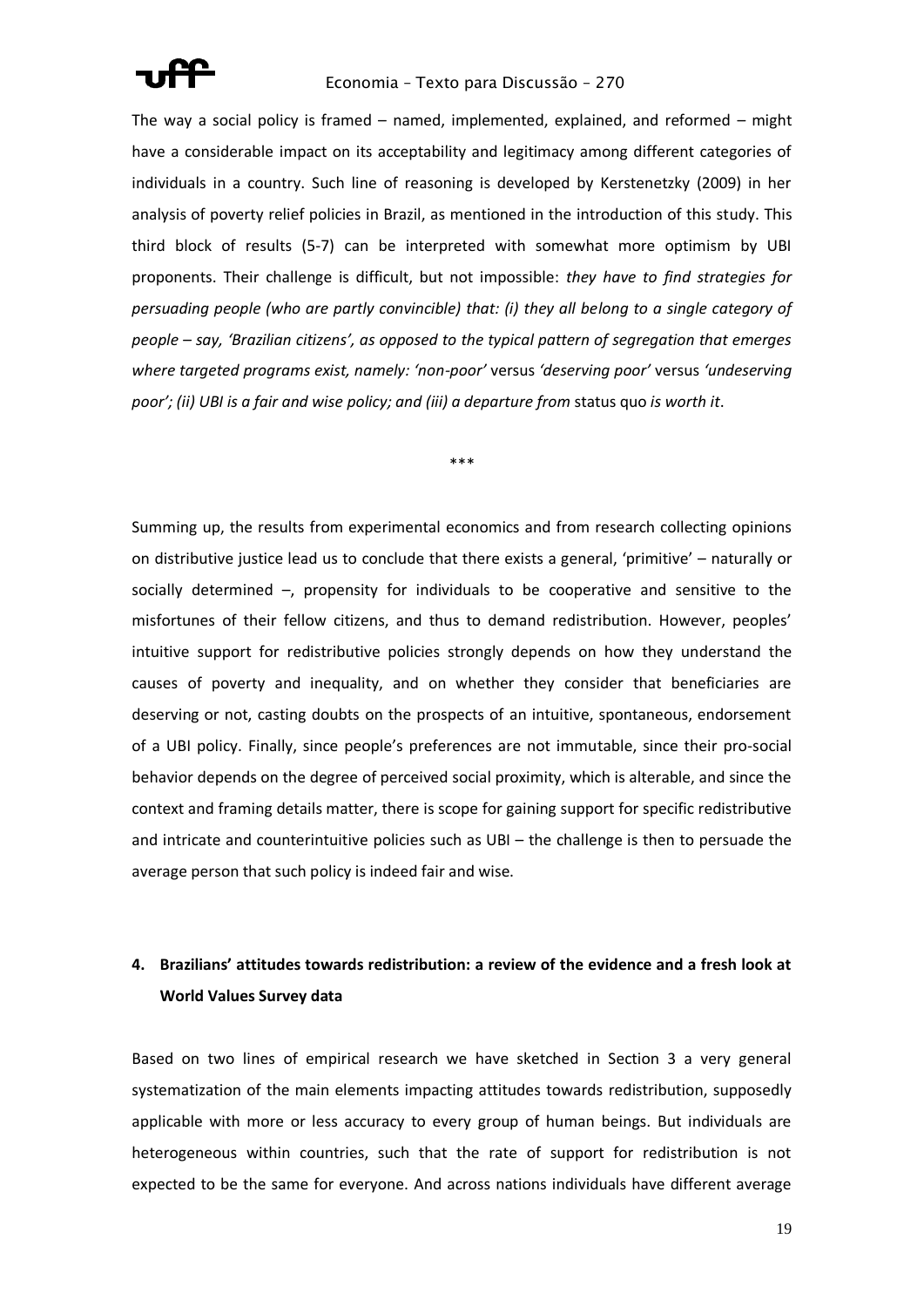The way a social policy is framed – named, implemented, explained, and reformed – might have a considerable impact on its acceptability and legitimacy among different categories of individuals in a country. Such line of reasoning is developed by Kerstenetzky (2009) in her analysis of poverty relief policies in Brazil, as mentioned in the introduction of this study. This third block of results (5-7) can be interpreted with somewhat more optimism by UBI proponents. Their challenge is difficult, but not impossible: *they have to find strategies for persuading people (who are partly convincible) that: (i) they all belong to a single category of people – say, 'Brazilian citizens', as opposed to the typical pattern of segregation that emerges where targeted programs exist, namely: 'non-poor'* versus *'deserving poor'* versus *'undeserving poor'; (ii) UBI is a fair and wise policy; and (iii) a departure from* status quo *is worth it*.

\*\*\*

Summing up, the results from experimental economics and from research collecting opinions on distributive justice lead us to conclude that there exists a general, 'primitive' – naturally or socially determined –, propensity for individuals to be cooperative and sensitive to the misfortunes of their fellow citizens, and thus to demand redistribution. However, peoples' intuitive support for redistributive policies strongly depends on how they understand the causes of poverty and inequality, and on whether they consider that beneficiaries are deserving or not, casting doubts on the prospects of an intuitive, spontaneous, endorsement of a UBI policy. Finally, since people's preferences are not immutable, since their pro-social behavior depends on the degree of perceived social proximity, which is alterable, and since the context and framing details matter, there is scope for gaining support for specific redistributive and intricate and counterintuitive policies such as UBI – the challenge is then to persuade the average person that such policy is indeed fair and wise.

## 4. Brazilians' attitudes towards redistribution: a review of the evidence and a fresh look at World Values Survey data

Based on two lines of empirical research we have sketched in Section 3 a very general systematization of the main elements impacting attitudes towards redistribution, supposedly applicable with more or less accuracy to every group of human beings. But individuals are heterogeneous within countries, such that the rate of support for redistribution is not expected to be the same for everyone. And across nations individuals have different average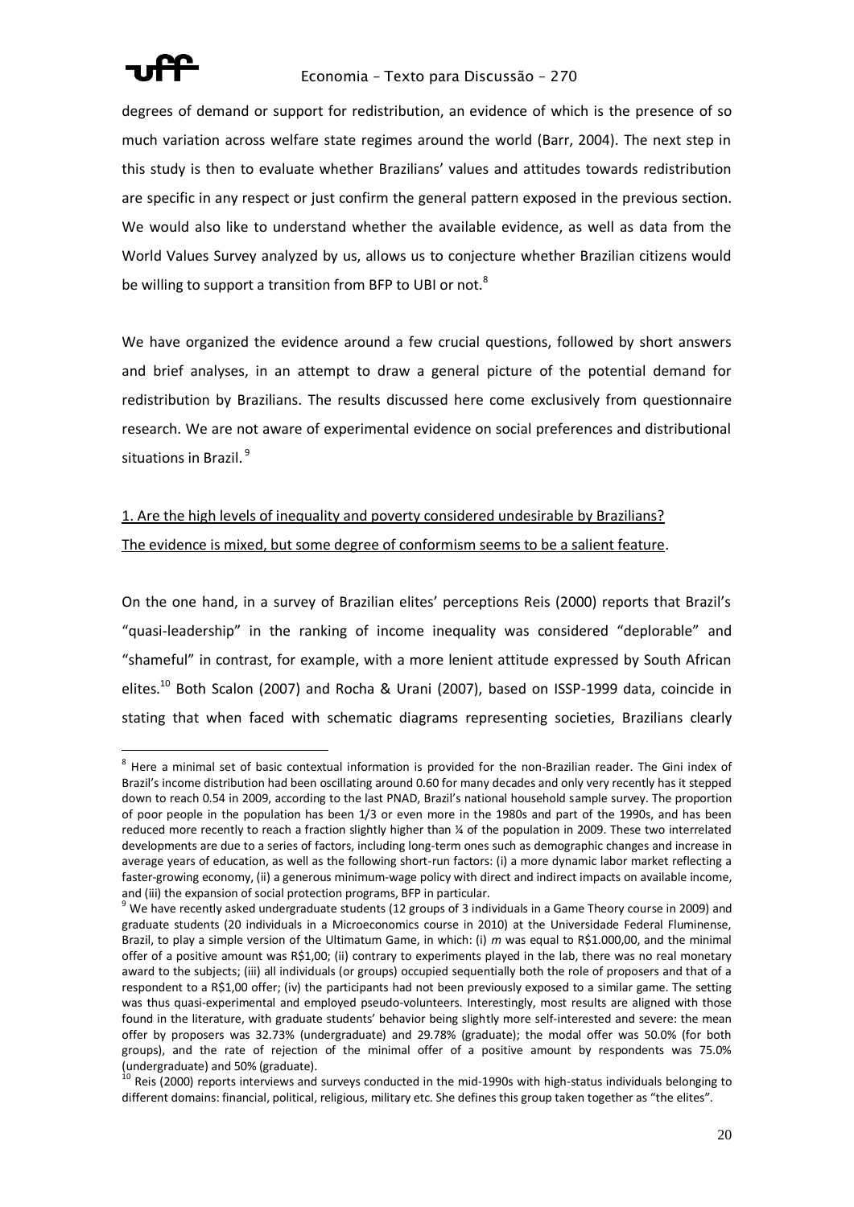degrees of demand or support for redistribution, an evidence of which is the presence of so much variation across welfare state regimes around the world (Barr, 2004). The next step in this study is then to evaluate whether Brazilians' values and attitudes towards redistribution are specific in any respect or just confirm the general pattern exposed in the previous section. We would also like to understand whether the available evidence, as well as data from the World Values Survey analyzed by us, allows us to conjecture whether Brazilian citizens would be willing to support a transition from BFP to UBI or not.[8]

We have organized the evidence around a few crucial questions, followed by short answers and brief analyses, in an attempt to draw a general picture of the potential demand for redistribution by Brazilians. The results discussed here come exclusively from questionnaire research. We are not aware of experimental evidence on social preferences and distributional situations in Brazil.[9]

1. Are the high levels of inequality and poverty considered undesirable by Brazilians?
The evidence is mixed, but some degree of conformism seems to be a salient feature.

On the one hand, in a survey of Brazilian elites' perceptions Reis (2000) reports that Brazil's "quasi-leadership" in the ranking of income inequality was considered "deplorable" and "shameful" in contrast, for example, with a more lenient attitude expressed by South African elites.[10] Both Scalon (2007) and Rocha & Urani (2007), based on ISSP-1999 data, coincide in stating that when faced with schematic diagrams representing societies, Brazilians clearly

---

[8] Here a minimal set of basic contextual information is provided for the non-Brazilian reader. The Gini index of Brazil's income distribution had been oscillating around 0.60 for many decades and only very recently has it stepped down to reach 0.54 in 2009, according to the last PNAD, Brazil's national household sample survey. The proportion of poor people in the population has been 1/3 or even more in the 1980s and part of the 1990s, and has been reduced more recently to reach a fraction slightly higher than ¼ of the population in 2009. These two interrelated developments are due to a series of factors, including long-term ones such as demographic changes and increase in average years of education, as well as the following short-run factors: (i) a more dynamic labor market reflecting a faster-growing economy, (ii) a generous minimum-wage policy with direct and indirect impacts on available income, and (iii) the expansion of social protection programs, BFP in particular.

[9] We have recently asked undergraduate students (12 groups of 3 individuals in a Game Theory course in 2009) and graduate students (20 individuals in a Microeconomics course in 2010) at the Universidade Federal Fluminense, Brazil, to play a simple version of the Ultimatum Game, in which: (i) $m$ was equal to R$1.000,00, and the minimal offer of a positive amount was R$1,00; (ii) contrary to experiments played in the lab, there was no real monetary award to the subjects; (iii) all individuals (or groups) occupied sequentially both the role of proposers and that of a respondent to a R$1,00 offer; (iv) the participants had not been previously exposed to a similar game. The setting was thus quasi-experimental and employed pseudo-volunteers. Interestingly, most results are aligned with those found in the literature, with graduate students' behavior being slightly more self-interested and severe: the mean offer by proposers was 32.73% (undergraduate) and 29.78% (graduate); the modal offer was 50.0% (for both groups), and the rate of rejection of the minimal offer of a positive amount by respondents was 75.0% (undergraduate) and 50% (graduate).

[10] Reis (2000) reports interviews and surveys conducted in the mid-1990s with high-status individuals belonging to different domains: financial, political, religious, military etc. She defines this group taken together as "the elites".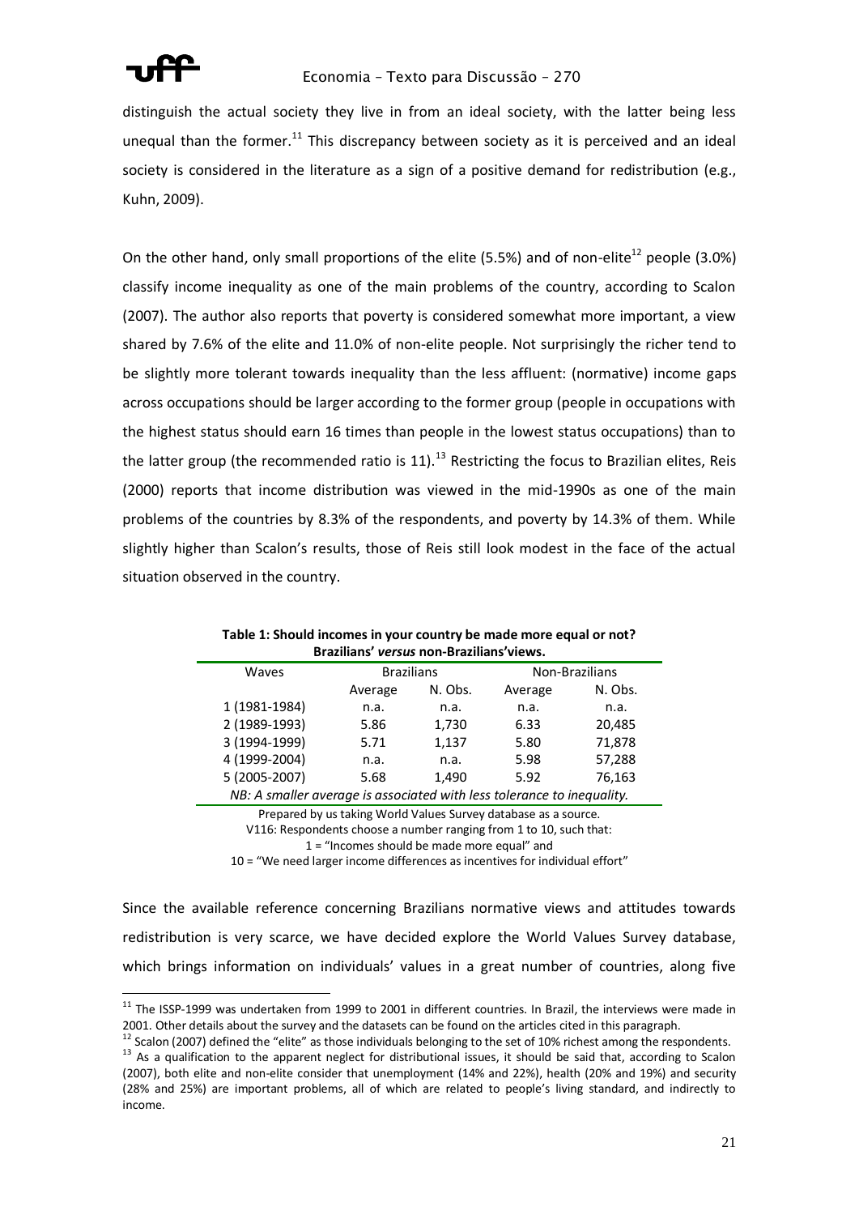distinguish the actual society they live in from an ideal society, with the latter being less unequal than the former.[11] This discrepancy between society as it is perceived and an ideal society is considered in the literature as a sign of a positive demand for redistribution (e.g., Kuhn, 2009).

On the other hand, only small proportions of the elite (5.5%) and of non-elite[12] people (3.0%) classify income inequality as one of the main problems of the country, according to Scalon (2007). The author also reports that poverty is considered somewhat more important, a view shared by 7.6% of the elite and 11.0% of non-elite people. Not surprisingly the richer tend to be slightly more tolerant towards inequality than the less affluent: (normative) income gaps across occupations should be larger according to the former group (people in occupations with the highest status should earn 16 times than people in the lowest status occupations) than to the latter group (the recommended ratio is 11).[13] Restricting the focus to Brazilian elites, Reis (2000) reports that income distribution was viewed in the mid-1990s as one of the main problems of the countries by 8.3% of the respondents, and poverty by 14.3% of them. While slightly higher than Scalon's results, those of Reis still look modest in the face of the actual situation observed in the country.

**Table 1: Should incomes in your country be made more equal or not? Brazilians' *versus* non-Brazilians'views.**

| Waves | Brazilians | | Non-Brazilians | |
|---|---|---|---|---|
| | Average | N. Obs. | Average | N. Obs. |
| 1 (1981-1984) | n.a. | n.a. | n.a. | n.a. |
| 2 (1989-1993) | 5.86 | 1,730 | 6.33 | 20,485 |
| 3 (1994-1999) | 5.71 | 1,137 | 5.80 | 71,878 |
| 4 (1999-2004) | n.a. | n.a. | 5.98 | 57,288 |
| 5 (2005-2007) | 5.68 | 1,490 | 5.92 | 76,163 |

*NB: A smaller average is associated with less tolerance to inequality.*

Prepared by us taking World Values Survey database as a source.
V116: Respondents choose a number ranging from 1 to 10, such that:
1 = "Incomes should be made more equal" and
10 = "We need larger income differences as incentives for individual effort"

Since the available reference concerning Brazilians normative views and attitudes towards redistribution is very scarce, we have decided explore the World Values Survey database, which brings information on individuals' values in a great number of countries, along five

---

[11] The ISSP-1999 was undertaken from 1999 to 2001 in different countries. In Brazil, the interviews were made in 2001. Other details about the survey and the datasets can be found on the articles cited in this paragraph.

[12] Scalon (2007) defined the "elite" as those individuals belonging to the set of 10% richest among the respondents.

[13] As a qualification to the apparent neglect for distributional issues, it should be said that, according to Scalon (2007), both elite and non-elite consider that unemployment (14% and 22%), health (20% and 19%) and security (28% and 25%) are important problems, all of which are related to people's living standard, and indirectly to income.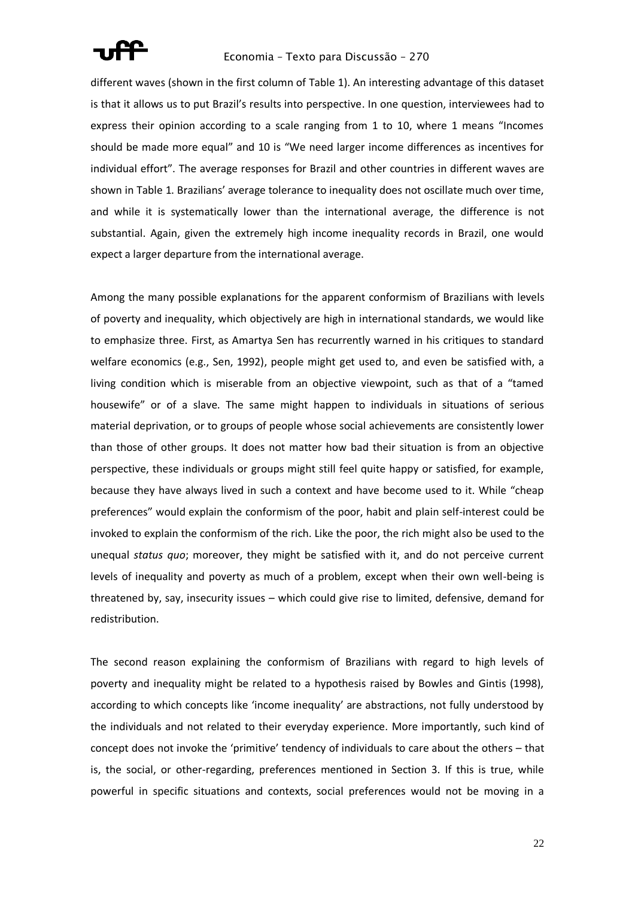different waves (shown in the first column of Table 1). An interesting advantage of this dataset is that it allows us to put Brazil's results into perspective. In one question, interviewees had to express their opinion according to a scale ranging from 1 to 10, where 1 means "Incomes should be made more equal" and 10 is "We need larger income differences as incentives for individual effort". The average responses for Brazil and other countries in different waves are shown in Table 1. Brazilians' average tolerance to inequality does not oscillate much over time, and while it is systematically lower than the international average, the difference is not substantial. Again, given the extremely high income inequality records in Brazil, one would expect a larger departure from the international average.

Among the many possible explanations for the apparent conformism of Brazilians with levels of poverty and inequality, which objectively are high in international standards, we would like to emphasize three. First, as Amartya Sen has recurrently warned in his critiques to standard welfare economics (e.g., Sen, 1992), people might get used to, and even be satisfied with, a living condition which is miserable from an objective viewpoint, such as that of a "tamed housewife" or of a slave. The same might happen to individuals in situations of serious material deprivation, or to groups of people whose social achievements are consistently lower than those of other groups. It does not matter how bad their situation is from an objective perspective, these individuals or groups might still feel quite happy or satisfied, for example, because they have always lived in such a context and have become used to it. While "cheap preferences" would explain the conformism of the poor, habit and plain self-interest could be invoked to explain the conformism of the rich. Like the poor, the rich might also be used to the unequal *status quo*; moreover, they might be satisfied with it, and do not perceive current levels of inequality and poverty as much of a problem, except when their own well-being is threatened by, say, insecurity issues – which could give rise to limited, defensive, demand for redistribution.

The second reason explaining the conformism of Brazilians with regard to high levels of poverty and inequality might be related to a hypothesis raised by Bowles and Gintis (1998), according to which concepts like 'income inequality' are abstractions, not fully understood by the individuals and not related to their everyday experience. More importantly, such kind of concept does not invoke the 'primitive' tendency of individuals to care about the others – that is, the social, or other-regarding, preferences mentioned in Section 3. If this is true, while powerful in specific situations and contexts, social preferences would not be moving in a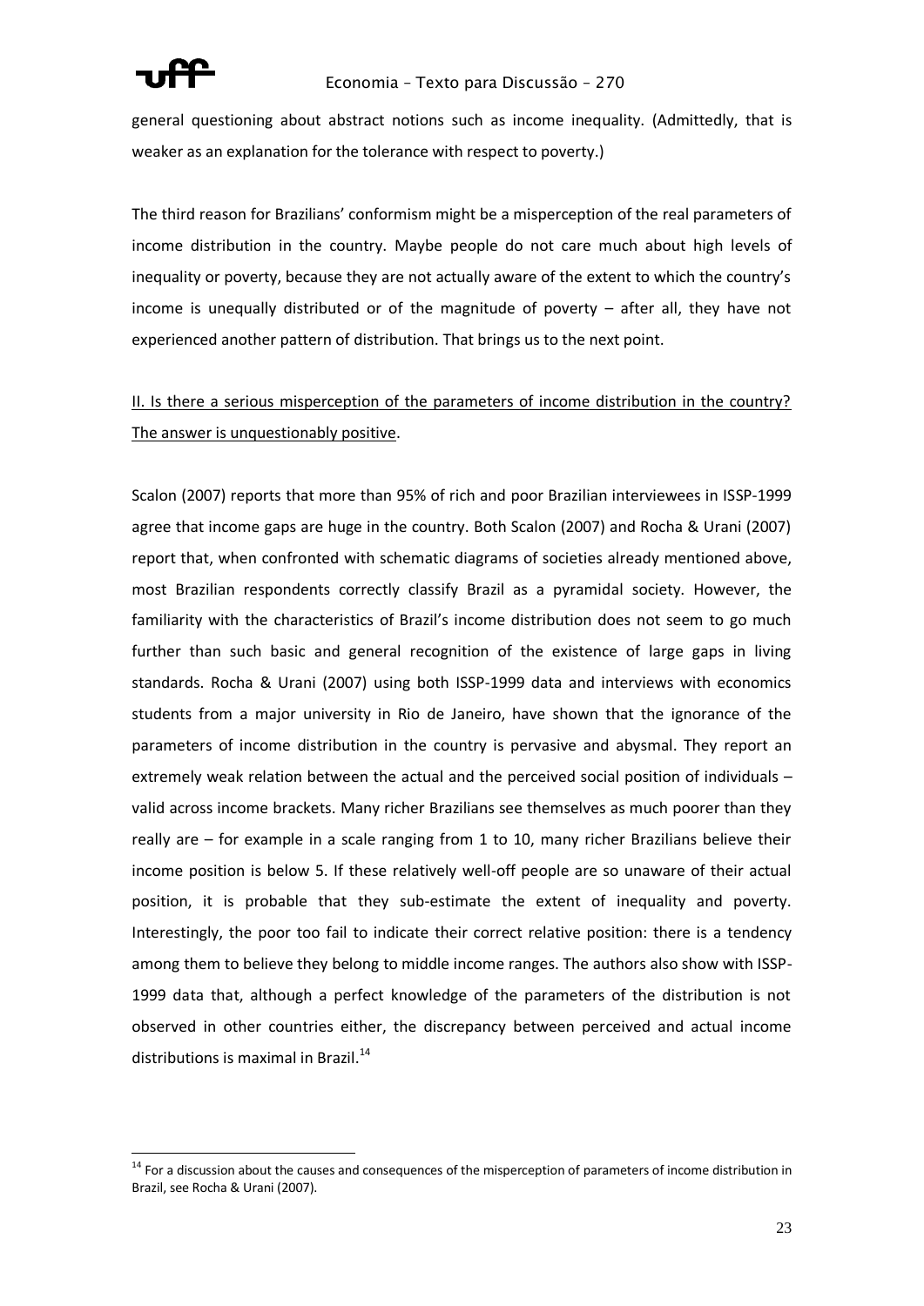general questioning about abstract notions such as income inequality. (Admittedly, that is weaker as an explanation for the tolerance with respect to poverty.)

The third reason for Brazilians' conformism might be a misperception of the real parameters of income distribution in the country. Maybe people do not care much about high levels of inequality or poverty, because they are not actually aware of the extent to which the country's income is unequally distributed or of the magnitude of poverty – after all, they have not experienced another pattern of distribution. That brings us to the next point.

<u>II. Is there a serious misperception of the parameters of income distribution in the country? The answer is unquestionably positive</u>.

Scalon (2007) reports that more than 95% of rich and poor Brazilian interviewees in ISSP-1999 agree that income gaps are huge in the country. Both Scalon (2007) and Rocha & Urani (2007) report that, when confronted with schematic diagrams of societies already mentioned above, most Brazilian respondents correctly classify Brazil as a pyramidal society. However, the familiarity with the characteristics of Brazil's income distribution does not seem to go much further than such basic and general recognition of the existence of large gaps in living standards. Rocha & Urani (2007) using both ISSP-1999 data and interviews with economics students from a major university in Rio de Janeiro, have shown that the ignorance of the parameters of income distribution in the country is pervasive and abysmal. They report an extremely weak relation between the actual and the perceived social position of individuals – valid across income brackets. Many richer Brazilians see themselves as much poorer than they really are – for example in a scale ranging from 1 to 10, many richer Brazilians believe their income position is below 5. If these relatively well-off people are so unaware of their actual position, it is probable that they sub-estimate the extent of inequality and poverty. Interestingly, the poor too fail to indicate their correct relative position: there is a tendency among them to believe they belong to middle income ranges. The authors also show with ISSP-1999 data that, although a perfect knowledge of the parameters of the distribution is not observed in other countries either, the discrepancy between perceived and actual income distributions is maximal in Brazil.[14]

[14] For a discussion about the causes and consequences of the misperception of parameters of income distribution in Brazil, see Rocha & Urani (2007).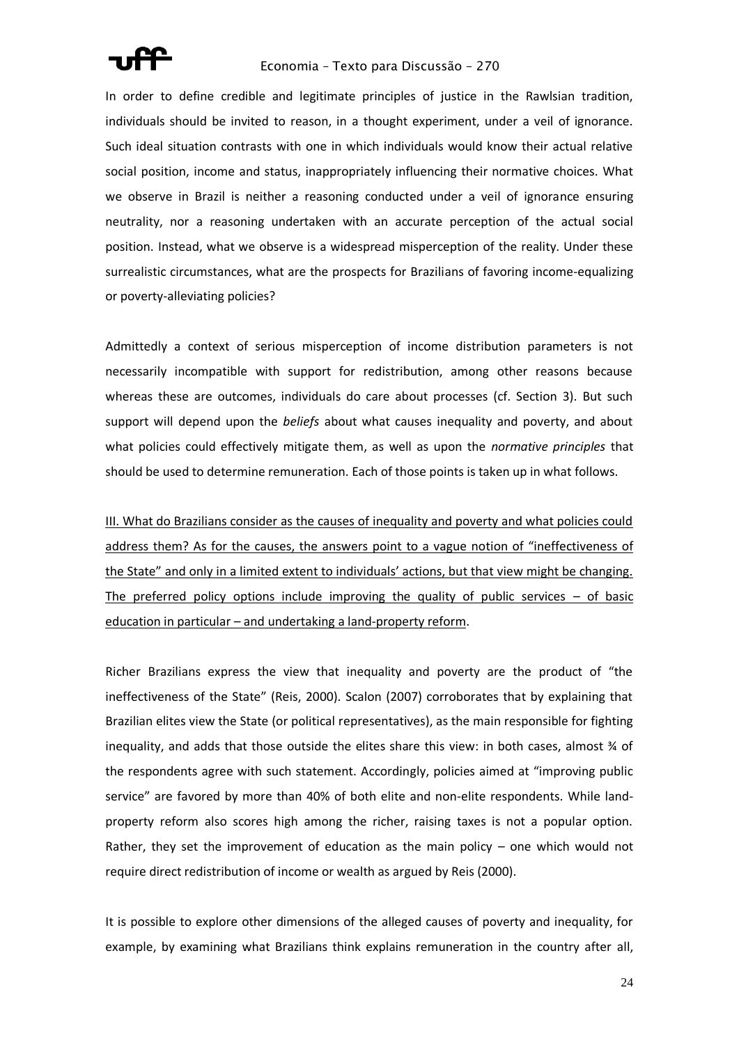In order to define credible and legitimate principles of justice in the Rawlsian tradition, individuals should be invited to reason, in a thought experiment, under a veil of ignorance. Such ideal situation contrasts with one in which individuals would know their actual relative social position, income and status, inappropriately influencing their normative choices. What we observe in Brazil is neither a reasoning conducted under a veil of ignorance ensuring neutrality, nor a reasoning undertaken with an accurate perception of the actual social position. Instead, what we observe is a widespread misperception of the reality. Under these surrealistic circumstances, what are the prospects for Brazilians of favoring income-equalizing or poverty-alleviating policies?

Admittedly a context of serious misperception of income distribution parameters is not necessarily incompatible with support for redistribution, among other reasons because whereas these are outcomes, individuals do care about processes (cf. Section 3). But such support will depend upon the *beliefs* about what causes inequality and poverty, and about what policies could effectively mitigate them, as well as upon the *normative principles* that should be used to determine remuneration. Each of those points is taken up in what follows.

<u>III. What do Brazilians consider as the causes of inequality and poverty and what policies could address them? As for the causes, the answers point to a vague notion of "ineffectiveness of the State" and only in a limited extent to individuals' actions, but that view might be changing. The preferred policy options include improving the quality of public services – of basic education in particular – and undertaking a land-property reform</u>.

Richer Brazilians express the view that inequality and poverty are the product of "the ineffectiveness of the State" (Reis, 2000). Scalon (2007) corroborates that by explaining that Brazilian elites view the State (or political representatives), as the main responsible for fighting inequality, and adds that those outside the elites share this view: in both cases, almost ¾ of the respondents agree with such statement. Accordingly, policies aimed at "improving public service" are favored by more than 40% of both elite and non-elite respondents. While land-property reform also scores high among the richer, raising taxes is not a popular option. Rather, they set the improvement of education as the main policy – one which would not require direct redistribution of income or wealth as argued by Reis (2000).

It is possible to explore other dimensions of the alleged causes of poverty and inequality, for example, by examining what Brazilians think explains remuneration in the country after all,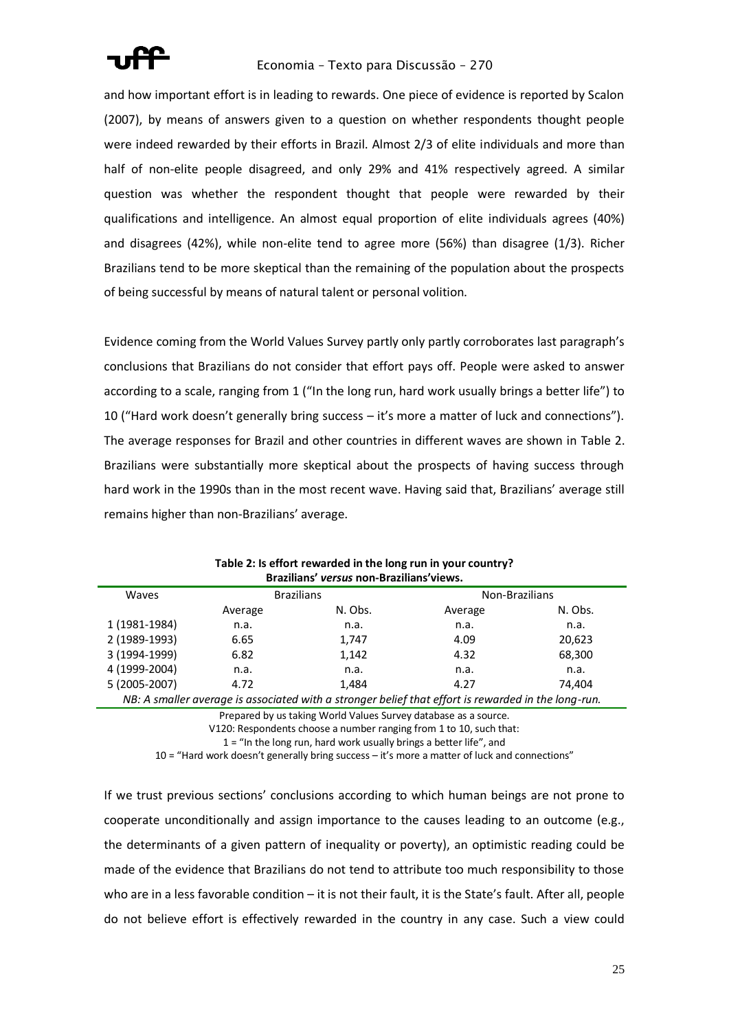and how important effort is in leading to rewards. One piece of evidence is reported by Scalon (2007), by means of answers given to a question on whether respondents thought people were indeed rewarded by their efforts in Brazil. Almost 2/3 of elite individuals and more than half of non-elite people disagreed, and only 29% and 41% respectively agreed. A similar question was whether the respondent thought that people were rewarded by their qualifications and intelligence. An almost equal proportion of elite individuals agrees (40%) and disagrees (42%), while non-elite tend to agree more (56%) than disagree (1/3). Richer Brazilians tend to be more skeptical than the remaining of the population about the prospects of being successful by means of natural talent or personal volition.

Evidence coming from the World Values Survey partly only partly corroborates last paragraph's conclusions that Brazilians do not consider that effort pays off. People were asked to answer according to a scale, ranging from 1 ("In the long run, hard work usually brings a better life") to 10 ("Hard work doesn't generally bring success – it's more a matter of luck and connections"). The average responses for Brazil and other countries in different waves are shown in Table 2. Brazilians were substantially more skeptical about the prospects of having success through hard work in the 1990s than in the most recent wave. Having said that, Brazilians' average still remains higher than non-Brazilians' average.

**Table 2: Is effort rewarded in the long run in your country? Brazilians' *versus* non-Brazilians'views.**

| Waves | Brazilians | | Non-Brazilians | |
|---|---|---|---|---|
| | Average | N. Obs. | Average | N. Obs. |
| 1 (1981-1984) | n.a. | n.a. | n.a. | n.a. |
| 2 (1989-1993) | 6.65 | 1,747 | 4.09 | 20,623 |
| 3 (1994-1999) | 6.82 | 1,142 | 4.32 | 68,300 |
| 4 (1999-2004) | n.a. | n.a. | n.a. | n.a. |
| 5 (2005-2007) | 4.72 | 1,484 | 4.27 | 74,404 |

*NB: A smaller average is associated with a stronger belief that effort is rewarded in the long-run.*

Prepared by us taking World Values Survey database as a source.
V120: Respondents choose a number ranging from 1 to 10, such that:
1 = "In the long run, hard work usually brings a better life", and
10 = "Hard work doesn't generally bring success – it's more a matter of luck and connections"

If we trust previous sections' conclusions according to which human beings are not prone to cooperate unconditionally and assign importance to the causes leading to an outcome (e.g., the determinants of a given pattern of inequality or poverty), an optimistic reading could be made of the evidence that Brazilians do not tend to attribute too much responsibility to those who are in a less favorable condition – it is not their fault, it is the State's fault. After all, people do not believe effort is effectively rewarded in the country in any case. Such a view could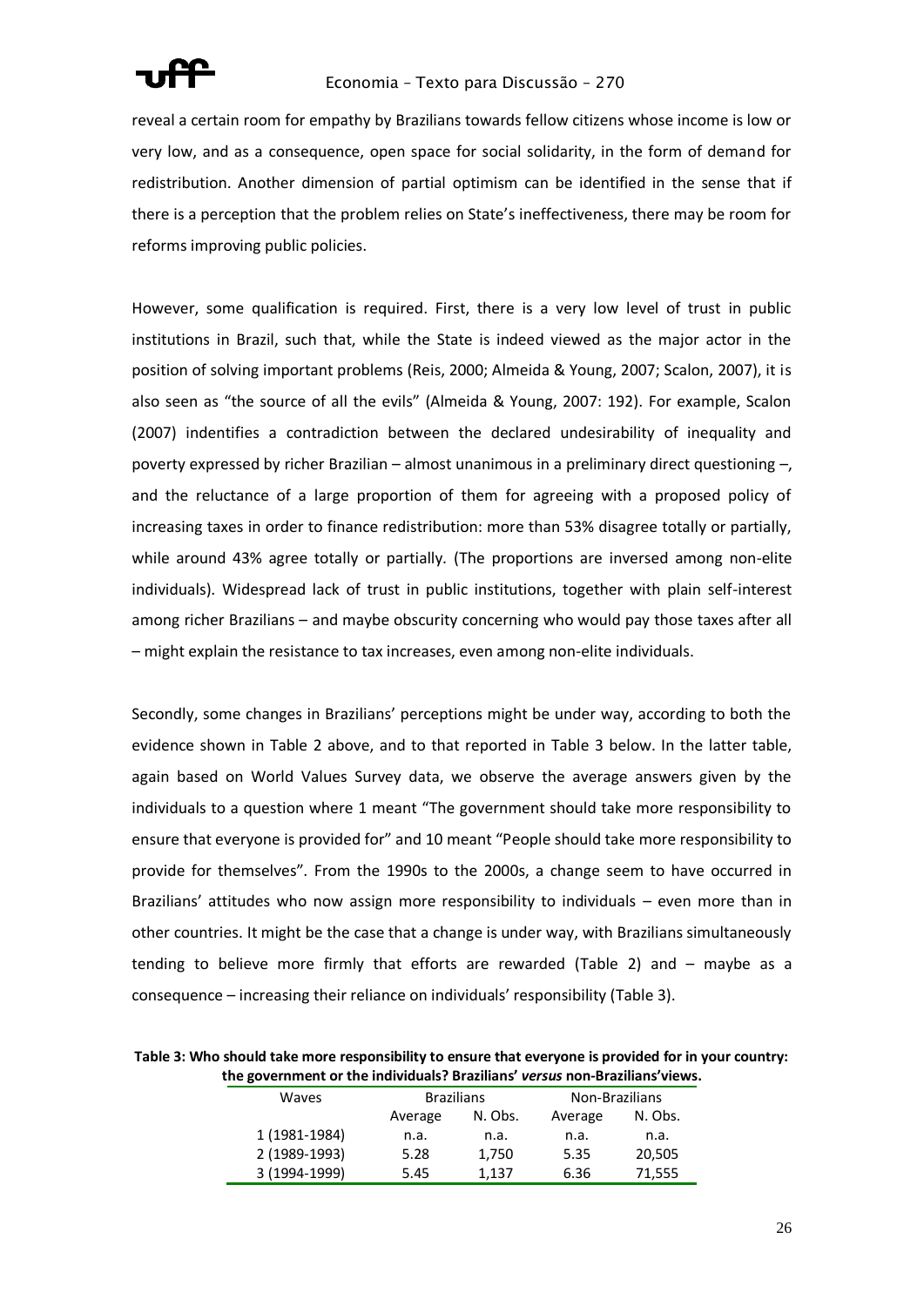reveal a certain room for empathy by Brazilians towards fellow citizens whose income is low or very low, and as a consequence, open space for social solidarity, in the form of demand for redistribution. Another dimension of partial optimism can be identified in the sense that if there is a perception that the problem relies on State's ineffectiveness, there may be room for reforms improving public policies.

However, some qualification is required. First, there is a very low level of trust in public institutions in Brazil, such that, while the State is indeed viewed as the major actor in the position of solving important problems (Reis, 2000; Almeida & Young, 2007; Scalon, 2007), it is also seen as "the source of all the evils" (Almeida & Young, 2007: 192). For example, Scalon (2007) indentifies a contradiction between the declared undesirability of inequality and poverty expressed by richer Brazilian – almost unanimous in a preliminary direct questioning –, and the reluctance of a large proportion of them for agreeing with a proposed policy of increasing taxes in order to finance redistribution: more than 53% disagree totally or partially, while around 43% agree totally or partially. (The proportions are inversed among non-elite individuals). Widespread lack of trust in public institutions, together with plain self-interest among richer Brazilians – and maybe obscurity concerning who would pay those taxes after all – might explain the resistance to tax increases, even among non-elite individuals.

Secondly, some changes in Brazilians' perceptions might be under way, according to both the evidence shown in Table 2 above, and to that reported in Table 3 below. In the latter table, again based on World Values Survey data, we observe the average answers given by the individuals to a question where 1 meant "The government should take more responsibility to ensure that everyone is provided for" and 10 meant "People should take more responsibility to provide for themselves". From the 1990s to the 2000s, a change seem to have occurred in Brazilians' attitudes who now assign more responsibility to individuals – even more than in other countries. It might be the case that a change is under way, with Brazilians simultaneously tending to believe more firmly that efforts are rewarded (Table 2) and – maybe as a consequence – increasing their reliance on individuals' responsibility (Table 3).

**Table 3: Who should take more responsibility to ensure that everyone is provided for in your country: the government or the individuals? Brazilians' *versus* non-Brazilians'views.**

| Waves | Brazilians | | Non-Brazilians | |
|---|---|---|---|---|
| | Average | N. Obs. | Average | N. Obs. |
| 1 (1981-1984) | n.a. | n.a. | n.a. | n.a. |
| 2 (1989-1993) | 5.28 | 1,750 | 5.35 | 20,505 |
| 3 (1994-1999) | 5.45 | 1,137 | 6.36 | 71,555 |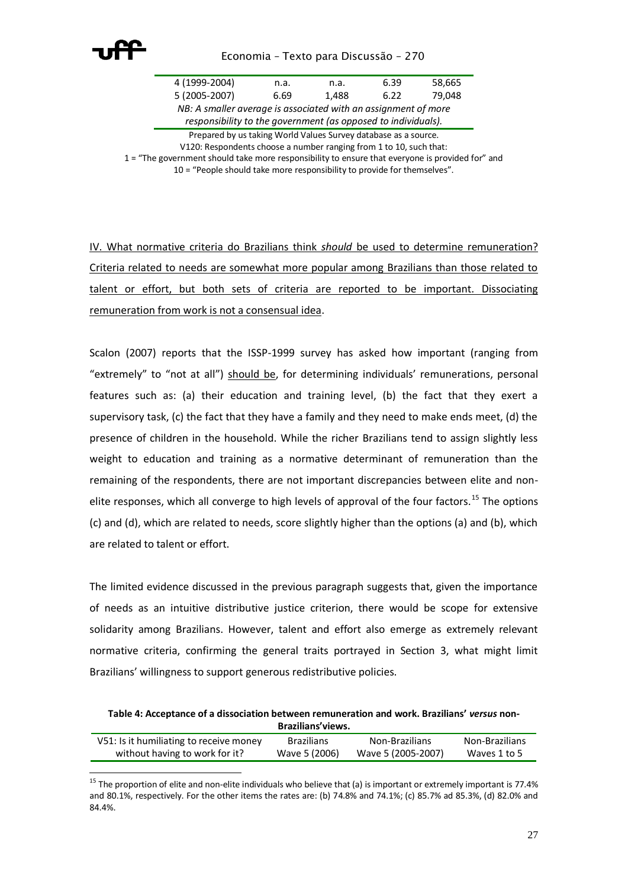| | | | | |
|---|---|---|---|---|
| 4 (1999-2004) | n.a. | n.a. | 6.39 | 58,665 |
| 5 (2005-2007) | 6.69 | 1,488 | 6.22 | 79,048 |

*NB: A smaller average is associated with an assignment of more responsibility to the government (as opposed to individuals).*

Prepared by us taking World Values Survey database as a source.
V120: Respondents choose a number ranging from 1 to 10, such that:
1 = "The government should take more responsibility to ensure that everyone is provided for" and
10 = "People should take more responsibility to provide for themselves".

IV. What normative criteria do Brazilians think *should* be used to determine remuneration? Criteria related to needs are somewhat more popular among Brazilians than those related to talent or effort, but both sets of criteria are reported to be important. Dissociating remuneration from work is not a consensual idea.

Scalon (2007) reports that the ISSP-1999 survey has asked how important (ranging from "extremely" to "not at all") should be, for determining individuals' remunerations, personal features such as: (a) their education and training level, (b) the fact that they exert a supervisory task, (c) the fact that they have a family and they need to make ends meet, (d) the presence of children in the household. While the richer Brazilians tend to assign slightly less weight to education and training as a normative determinant of remuneration than the remaining of the respondents, there are not important discrepancies between elite and non-elite responses, which all converge to high levels of approval of the four factors.[15] The options (c) and (d), which are related to needs, score slightly higher than the options (a) and (b), which are related to talent or effort.

The limited evidence discussed in the previous paragraph suggests that, given the importance of needs as an intuitive distributive justice criterion, there would be scope for extensive solidarity among Brazilians. However, talent and effort also emerge as extremely relevant normative criteria, confirming the general traits portrayed in Section 3, what might limit Brazilians' willingness to support generous redistributive policies.

**Table 4: Acceptance of a dissociation between remuneration and work. Brazilians' *versus* non-Brazilians'views.**

| V51: Is it humiliating to receive money without having to work for it? | Brazilians Wave 5 (2006) | Non-Brazilians Wave 5 (2005-2007) | Non-Brazilians Waves 1 to 5 |
|---|---|---|---|

[15] The proportion of elite and non-elite individuals who believe that (a) is important or extremely important is 77.4% and 80.1%, respectively. For the other items the rates are: (b) 74.8% and 74.1%; (c) 85.7% ad 85.3%, (d) 82.0% and 84.4%.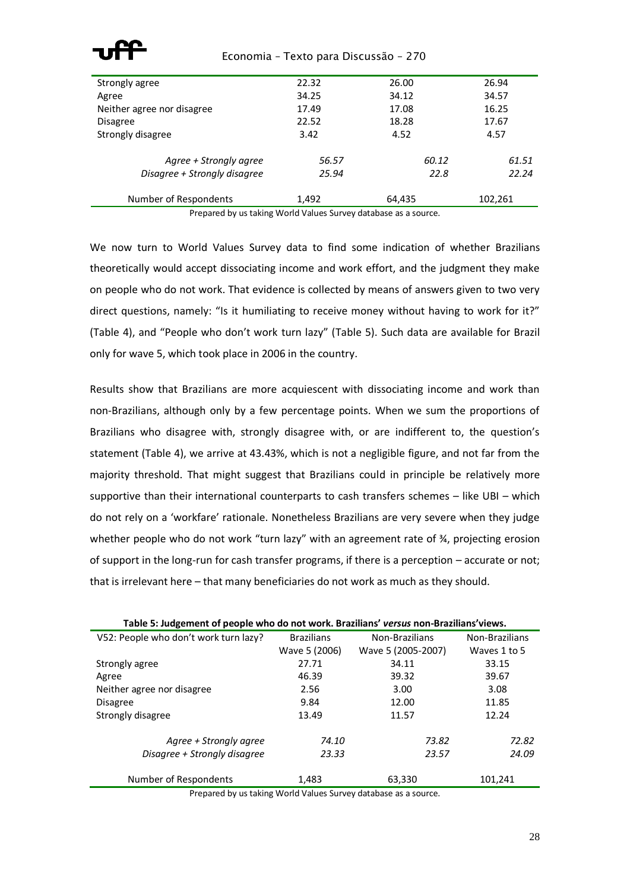| | | | |
|---|---|---|---|
| Strongly agree | 22.32 | 26.00 | 26.94 |
| Agree | 34.25 | 34.12 | 34.57 |
| Neither agree nor disagree | 17.49 | 17.08 | 16.25 |
| Disagree | 22.52 | 18.28 | 17.67 |
| Strongly disagree | 3.42 | 4.52 | 4.57 |
| *Agree + Strongly agree* | *56.57* | *60.12* | *61.51* |
| *Disagree + Strongly disagree* | *25.94* | *22.8* | *22.24* |
| Number of Respondents | 1,492 | 64,435 | 102,261 |

Prepared by us taking World Values Survey database as a source.

We now turn to World Values Survey data to find some indication of whether Brazilians theoretically would accept dissociating income and work effort, and the judgment they make on people who do not work. That evidence is collected by means of answers given to two very direct questions, namely: "Is it humiliating to receive money without having to work for it?" (Table 4), and "People who don't work turn lazy" (Table 5). Such data are available for Brazil only for wave 5, which took place in 2006 in the country.

Results show that Brazilians are more acquiescent with dissociating income and work than non-Brazilians, although only by a few percentage points. When we sum the proportions of Brazilians who disagree with, strongly disagree with, or are indifferent to, the question's statement (Table 4), we arrive at 43.43%, which is not a negligible figure, and not far from the majority threshold. That might suggest that Brazilians could in principle be relatively more supportive than their international counterparts to cash transfers schemes – like UBI – which do not rely on a 'workfare' rationale. Nonetheless Brazilians are very severe when they judge whether people who do not work "turn lazy" with an agreement rate of ¾, projecting erosion of support in the long-run for cash transfer programs, if there is a perception – accurate or not; that is irrelevant here – that many beneficiaries do not work as much as they should.

**Table 5: Judgement of people who do not work. Brazilians' *versus* non-Brazilians'views.**

| V52: People who don't work turn lazy? | Brazilians Wave 5 (2006) | Non-Brazilians Wave 5 (2005-2007) | Non-Brazilians Waves 1 to 5 |
|---|---|---|---|
| Strongly agree | 27.71 | 34.11 | 33.15 |
| Agree | 46.39 | 39.32 | 39.67 |
| Neither agree nor disagree | 2.56 | 3.00 | 3.08 |
| Disagree | 9.84 | 12.00 | 11.85 |
| Strongly disagree | 13.49 | 11.57 | 12.24 |
| *Agree + Strongly agree* | *74.10* | *73.82* | *72.82* |
| *Disagree + Strongly disagree* | *23.33* | *23.57* | *24.09* |
| Number of Respondents | 1,483 | 63,330 | 101,241 |

Prepared by us taking World Values Survey database as a source.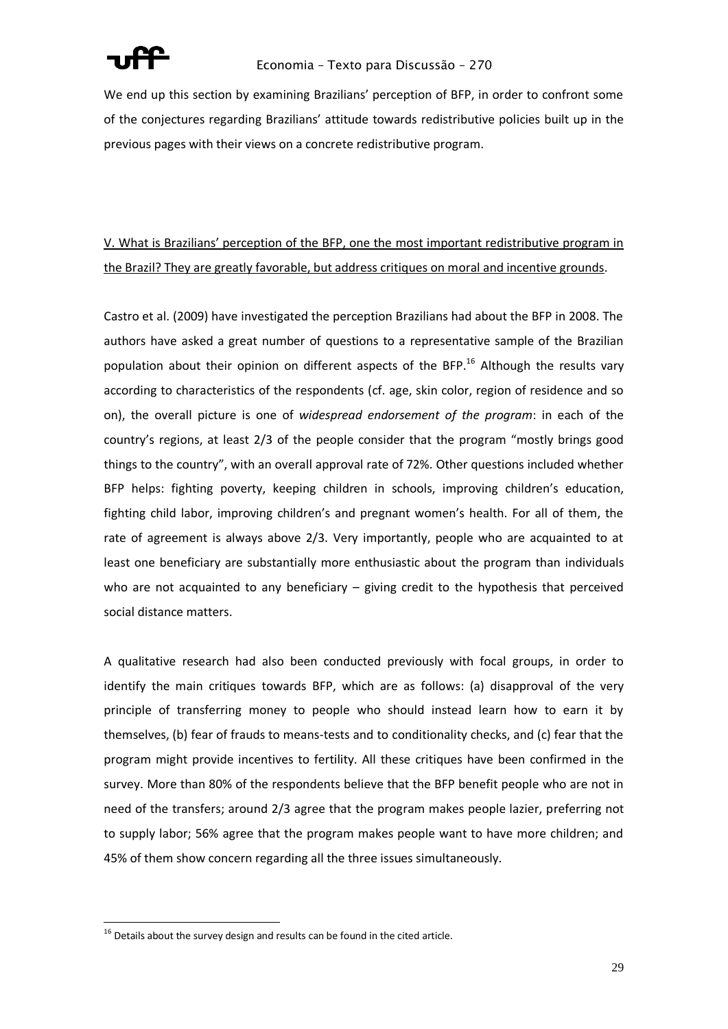We end up this section by examining Brazilians' perception of BFP, in order to confront some of the conjectures regarding Brazilians' attitude towards redistributive policies built up in the previous pages with their views on a concrete redistributive program.

<u>V. What is Brazilians' perception of the BFP, one the most important redistributive program in the Brazil? They are greatly favorable, but address critiques on moral and incentive grounds</u>.

Castro et al. (2009) have investigated the perception Brazilians had about the BFP in 2008. The authors have asked a great number of questions to a representative sample of the Brazilian population about their opinion on different aspects of the BFP.[16] Although the results vary according to characteristics of the respondents (cf. age, skin color, region of residence and so on), the overall picture is one of *widespread endorsement of the program*: in each of the country's regions, at least 2/3 of the people consider that the program "mostly brings good things to the country", with an overall approval rate of 72%. Other questions included whether BFP helps: fighting poverty, keeping children in schools, improving children's education, fighting child labor, improving children's and pregnant women's health. For all of them, the rate of agreement is always above 2/3. Very importantly, people who are acquainted to at least one beneficiary are substantially more enthusiastic about the program than individuals who are not acquainted to any beneficiary – giving credit to the hypothesis that perceived social distance matters.

A qualitative research had also been conducted previously with focal groups, in order to identify the main critiques towards BFP, which are as follows: (a) disapproval of the very principle of transferring money to people who should instead learn how to earn it by themselves, (b) fear of frauds to means-tests and to conditionality checks, and (c) fear that the program might provide incentives to fertility. All these critiques have been confirmed in the survey. More than 80% of the respondents believe that the BFP benefit people who are not in need of the transfers; around 2/3 agree that the program makes people lazier, preferring not to supply labor; 56% agree that the program makes people want to have more children; and 45% of them show concern regarding all the three issues simultaneously.

[16] Details about the survey design and results can be found in the cited article.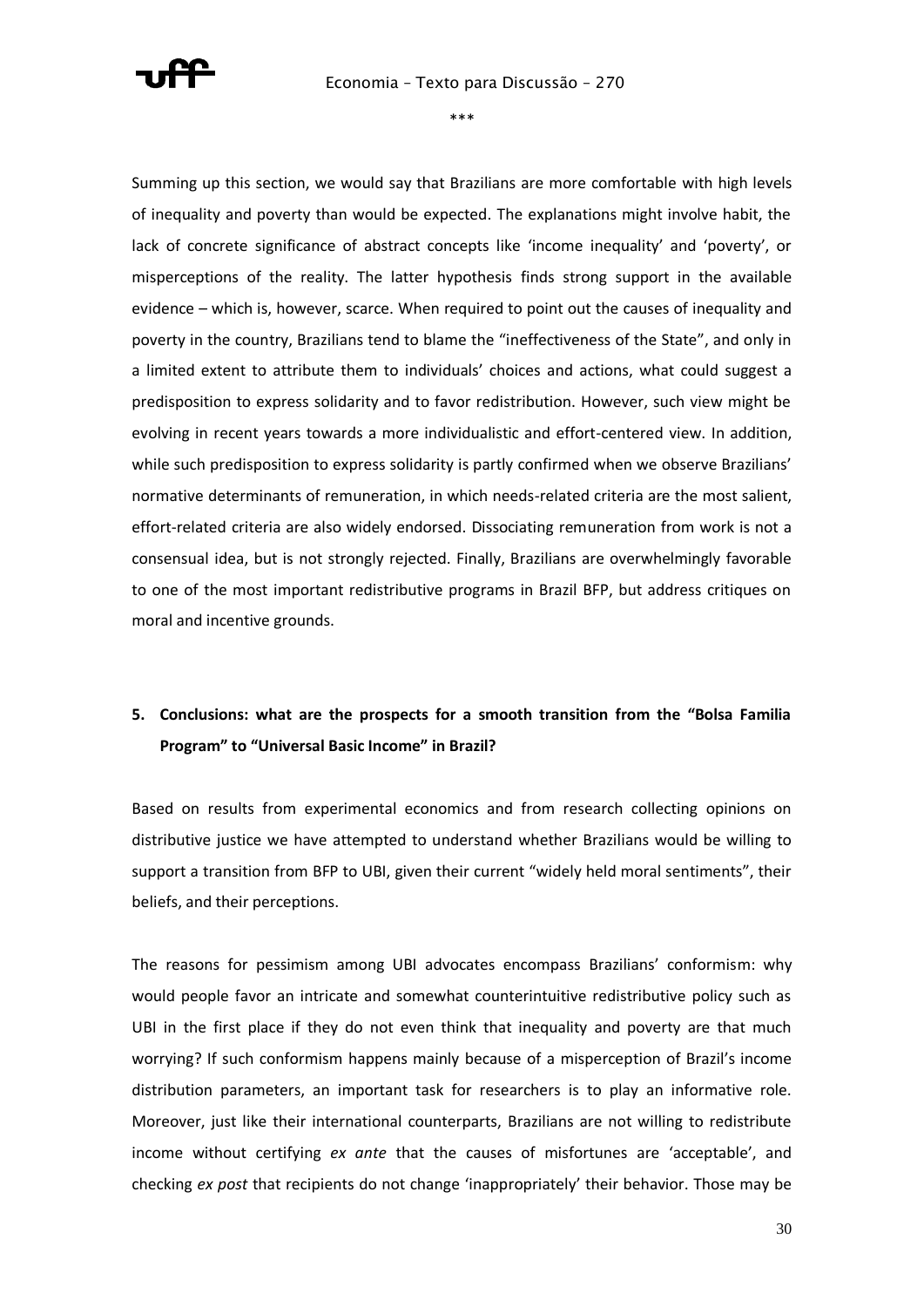\*\*\*

Summing up this section, we would say that Brazilians are more comfortable with high levels of inequality and poverty than would be expected. The explanations might involve habit, the lack of concrete significance of abstract concepts like 'income inequality' and 'poverty', or misperceptions of the reality. The latter hypothesis finds strong support in the available evidence – which is, however, scarce. When required to point out the causes of inequality and poverty in the country, Brazilians tend to blame the "ineffectiveness of the State", and only in a limited extent to attribute them to individuals' choices and actions, what could suggest a predisposition to express solidarity and to favor redistribution. However, such view might be evolving in recent years towards a more individualistic and effort-centered view. In addition, while such predisposition to express solidarity is partly confirmed when we observe Brazilians' normative determinants of remuneration, in which needs-related criteria are the most salient, effort-related criteria are also widely endorsed. Dissociating remuneration from work is not a consensual idea, but is not strongly rejected. Finally, Brazilians are overwhelmingly favorable to one of the most important redistributive programs in Brazil BFP, but address critiques on moral and incentive grounds.

## 5. Conclusions: what are the prospects for a smooth transition from the "Bolsa Familia Program" to "Universal Basic Income" in Brazil?

Based on results from experimental economics and from research collecting opinions on distributive justice we have attempted to understand whether Brazilians would be willing to support a transition from BFP to UBI, given their current "widely held moral sentiments", their beliefs, and their perceptions.

The reasons for pessimism among UBI advocates encompass Brazilians' conformism: why would people favor an intricate and somewhat counterintuitive redistributive policy such as UBI in the first place if they do not even think that inequality and poverty are that much worrying? If such conformism happens mainly because of a misperception of Brazil's income distribution parameters, an important task for researchers is to play an informative role. Moreover, just like their international counterparts, Brazilians are not willing to redistribute income without certifying *ex ante* that the causes of misfortunes are 'acceptable', and checking *ex post* that recipients do not change 'inappropriately' their behavior. Those may be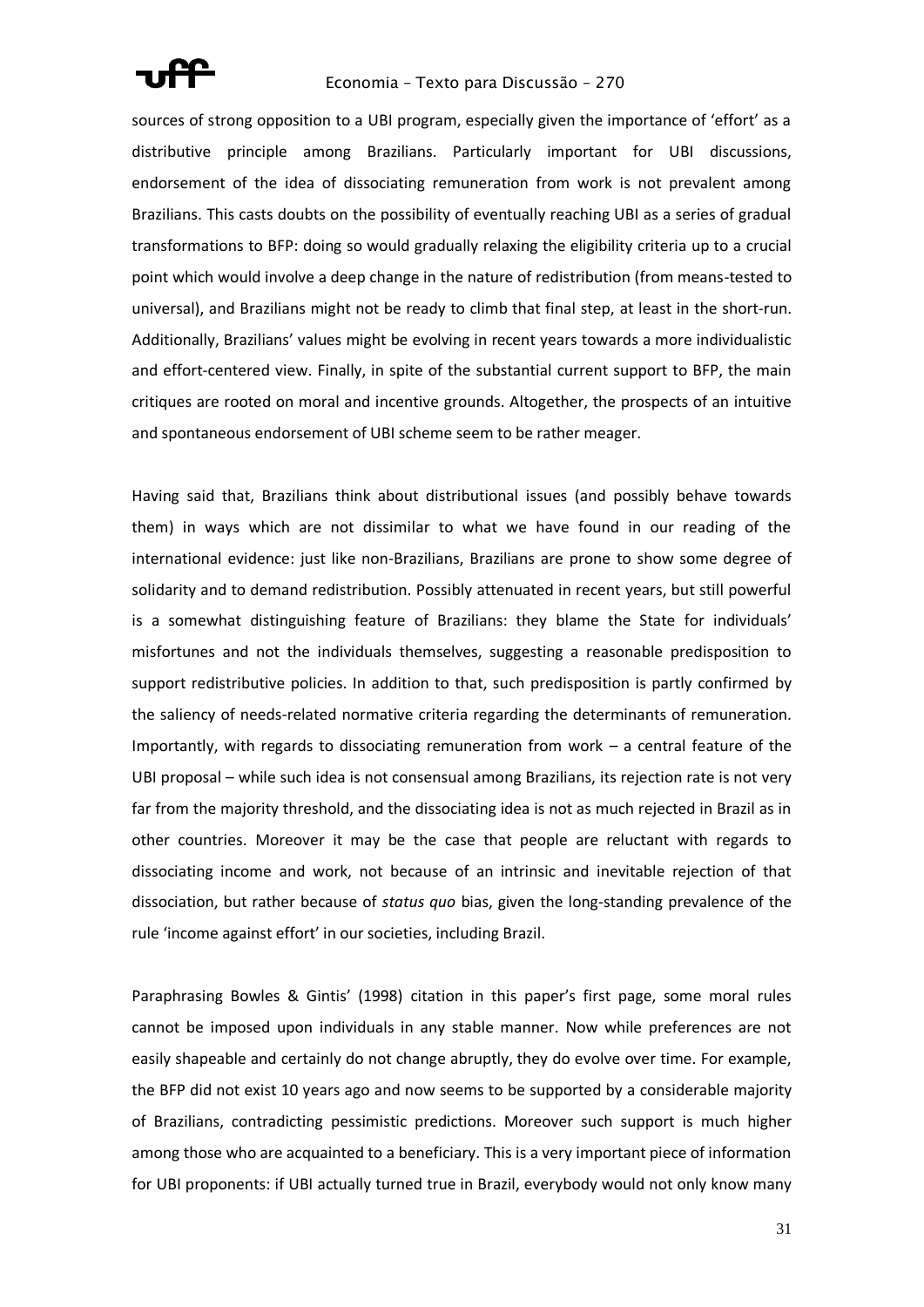sources of strong opposition to a UBI program, especially given the importance of 'effort' as a distributive principle among Brazilians. Particularly important for UBI discussions, endorsement of the idea of dissociating remuneration from work is not prevalent among Brazilians. This casts doubts on the possibility of eventually reaching UBI as a series of gradual transformations to BFP: doing so would gradually relaxing the eligibility criteria up to a crucial point which would involve a deep change in the nature of redistribution (from means-tested to universal), and Brazilians might not be ready to climb that final step, at least in the short-run. Additionally, Brazilians' values might be evolving in recent years towards a more individualistic and effort-centered view. Finally, in spite of the substantial current support to BFP, the main critiques are rooted on moral and incentive grounds. Altogether, the prospects of an intuitive and spontaneous endorsement of UBI scheme seem to be rather meager.

Having said that, Brazilians think about distributional issues (and possibly behave towards them) in ways which are not dissimilar to what we have found in our reading of the international evidence: just like non-Brazilians, Brazilians are prone to show some degree of solidarity and to demand redistribution. Possibly attenuated in recent years, but still powerful is a somewhat distinguishing feature of Brazilians: they blame the State for individuals' misfortunes and not the individuals themselves, suggesting a reasonable predisposition to support redistributive policies. In addition to that, such predisposition is partly confirmed by the saliency of needs-related normative criteria regarding the determinants of remuneration. Importantly, with regards to dissociating remuneration from work – a central feature of the UBI proposal – while such idea is not consensual among Brazilians, its rejection rate is not very far from the majority threshold, and the dissociating idea is not as much rejected in Brazil as in other countries. Moreover it may be the case that people are reluctant with regards to dissociating income and work, not because of an intrinsic and inevitable rejection of that dissociation, but rather because of *status quo* bias, given the long-standing prevalence of the rule 'income against effort' in our societies, including Brazil.

Paraphrasing Bowles & Gintis' (1998) citation in this paper's first page, some moral rules cannot be imposed upon individuals in any stable manner. Now while preferences are not easily shapeable and certainly do not change abruptly, they do evolve over time. For example, the BFP did not exist 10 years ago and now seems to be supported by a considerable majority of Brazilians, contradicting pessimistic predictions. Moreover such support is much higher among those who are acquainted to a beneficiary. This is a very important piece of information for UBI proponents: if UBI actually turned true in Brazil, everybody would not only know many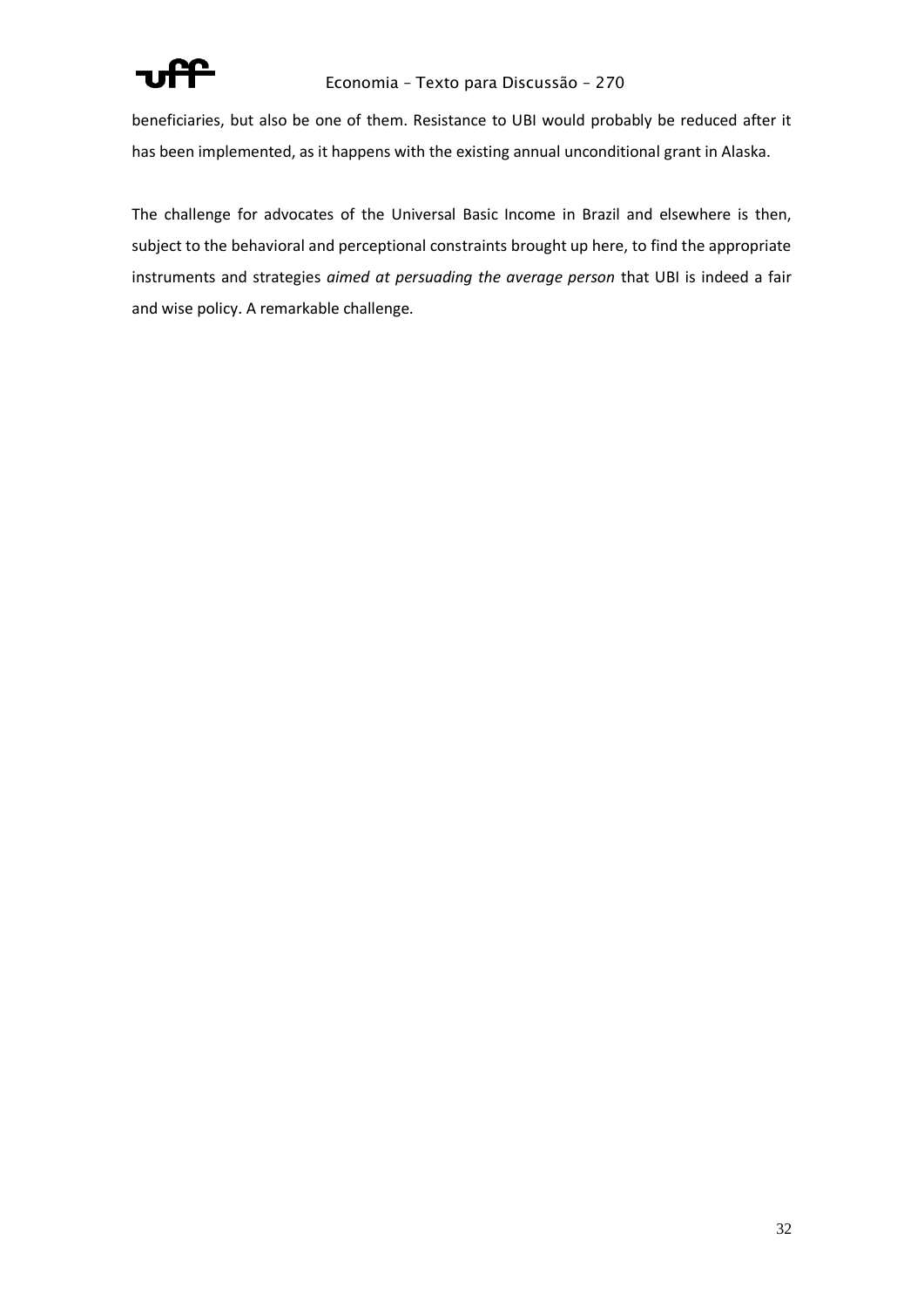beneficiaries, but also be one of them. Resistance to UBI would probably be reduced after it has been implemented, as it happens with the existing annual unconditional grant in Alaska.

The challenge for advocates of the Universal Basic Income in Brazil and elsewhere is then, subject to the behavioral and perceptional constraints brought up here, to find the appropriate instruments and strategies *aimed at persuading the average person* that UBI is indeed a fair and wise policy. A remarkable challenge.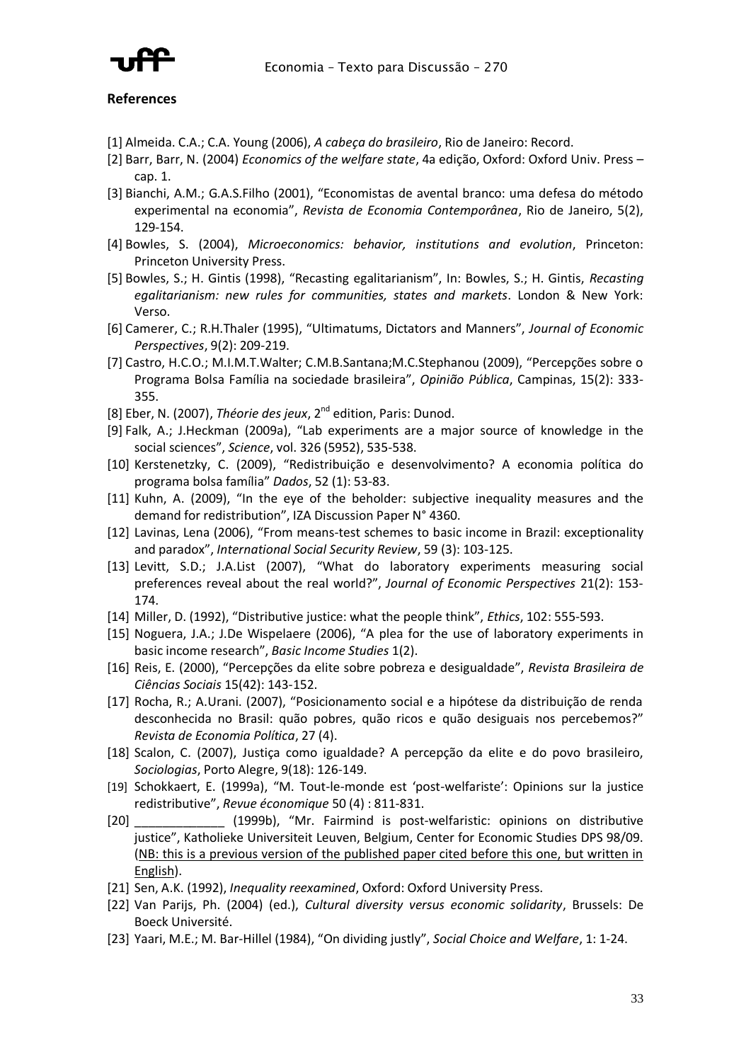## References

[1] Almeida. C.A.; C.A. Young (2006), *A cabeça do brasileiro*, Rio de Janeiro: Record.

[2] Barr, Barr, N. (2004) *Economics of the welfare state*, 4a edição, Oxford: Oxford Univ. Press – cap. 1.

[3] Bianchi, A.M.; G.A.S.Filho (2001), "Economistas de avental branco: uma defesa do método experimental na economia", *Revista de Economia Contemporânea*, Rio de Janeiro, 5(2), 129-154.

[4] Bowles, S. (2004), *Microeconomics: behavior, institutions and evolution*, Princeton: Princeton University Press.

[5] Bowles, S.; H. Gintis (1998), "Recasting egalitarianism", In: Bowles, S.; H. Gintis, *Recasting egalitarianism: new rules for communities, states and markets*. London & New York: Verso.

[6] Camerer, C.; R.H.Thaler (1995), "Ultimatums, Dictators and Manners", *Journal of Economic Perspectives*, 9(2): 209-219.

[7] Castro, H.C.O.; M.I.M.T.Walter; C.M.B.Santana;M.C.Stephanou (2009), "Percepções sobre o Programa Bolsa Família na sociedade brasileira", *Opinião Pública*, Campinas, 15(2): 333-355.

[8] Eber, N. (2007), *Théorie des jeux*, 2nd edition, Paris: Dunod.

[9] Falk, A.; J.Heckman (2009a), "Lab experiments are a major source of knowledge in the social sciences", *Science*, vol. 326 (5952), 535-538.

[10] Kerstenetzky, C. (2009), "Redistribuição e desenvolvimento? A economia política do programa bolsa família" *Dados*, 52 (1): 53-83.

[11] Kuhn, A. (2009), "In the eye of the beholder: subjective inequality measures and the demand for redistribution", IZA Discussion Paper N° 4360.

[12] Lavinas, Lena (2006), "From means-test schemes to basic income in Brazil: exceptionality and paradox", *International Social Security Review*, 59 (3): 103-125.

[13] Levitt, S.D.; J.A.List (2007), "What do laboratory experiments measuring social preferences reveal about the real world?", *Journal of Economic Perspectives* 21(2): 153-174.

[14] Miller, D. (1992), "Distributive justice: what the people think", *Ethics*, 102: 555-593.

[15] Noguera, J.A.; J.De Wispelaere (2006), "A plea for the use of laboratory experiments in basic income research", *Basic Income Studies* 1(2).

[16] Reis, E. (2000), "Percepções da elite sobre pobreza e desigualdade", *Revista Brasileira de Ciências Sociais* 15(42): 143-152.

[17] Rocha, R.; A.Urani. (2007), "Posicionamento social e a hipótese da distribuição de renda desconhecida no Brasil: quão pobres, quão ricos e quão desiguais nos percebemos?" *Revista de Economia Política*, 27 (4).

[18] Scalon, C. (2007), Justiça como igualdade? A percepção da elite e do povo brasileiro, *Sociologias*, Porto Alegre, 9(18): 126-149.

[19] Schokkaert, E. (1999a), "M. Tout-le-monde est 'post-welfariste': Opinions sur la justice redistributive", *Revue économique* 50 (4) : 811-831.

[20] _____________ (1999b), "Mr. Fairmind is post-welfaristic: opinions on distributive justice", Katholieke Universiteit Leuven, Belgium, Center for Economic Studies DPS 98/09. (NB: this is a previous version of the published paper cited before this one, but written in English).

[21] Sen, A.K. (1992), *Inequality reexamined*, Oxford: Oxford University Press.

[22] Van Parijs, Ph. (2004) (ed.), *Cultural diversity versus economic solidarity*, Brussels: De Boeck Université.

[23] Yaari, M.E.; M. Bar-Hillel (1984), "On dividing justly", *Social Choice and Welfare*, 1: 1-24.